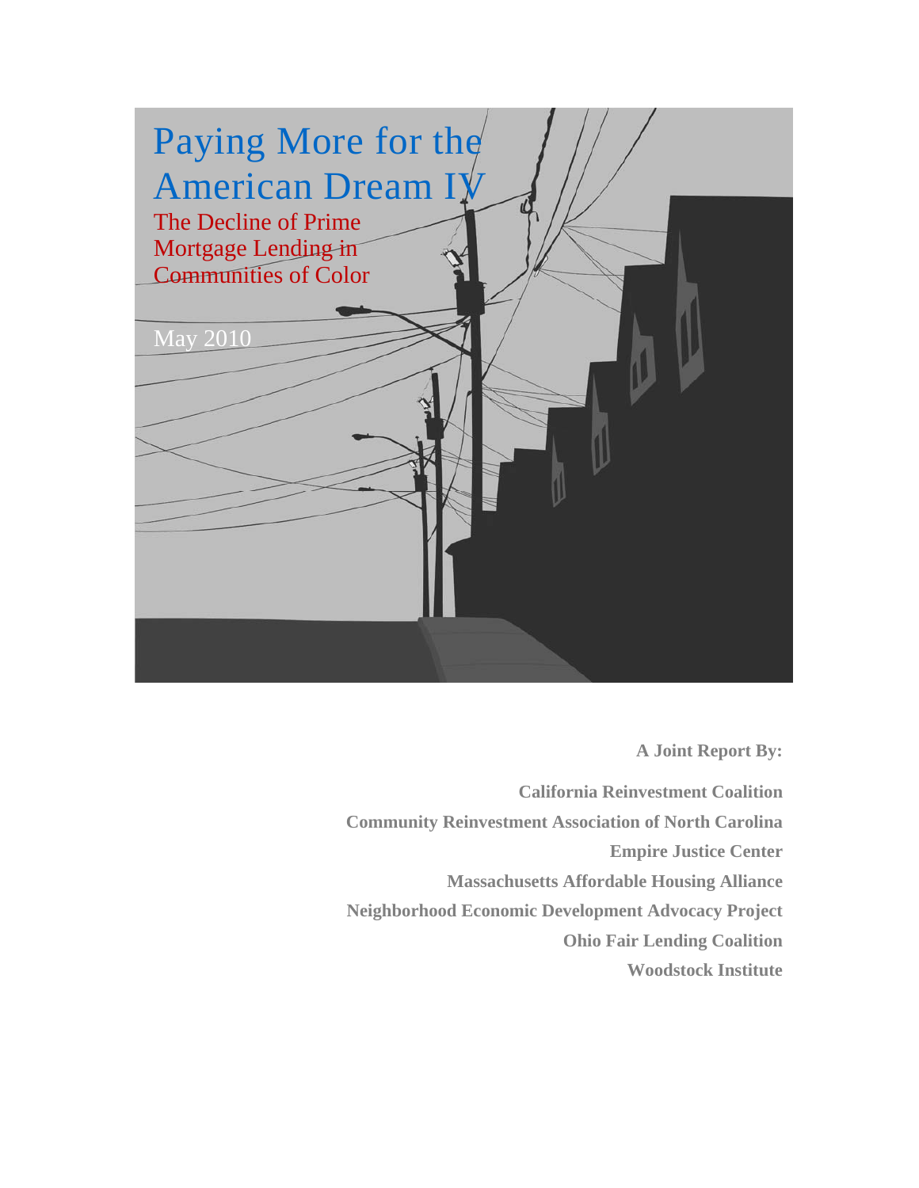# Paying More for the American Dream IV

## The Decline of Prime Mortgage Lending in Communities of Color

May 2010

**A Joint Report By:**

**California Reinvestment Coalition**
**Community Reinvestment Association of North Carolina**
**Empire Justice Center**
**Massachusetts Affordable Housing Alliance**
**Neighborhood Economic Development Advocacy Project**
**Ohio Fair Lending Coalition**
**Woodstock Institute**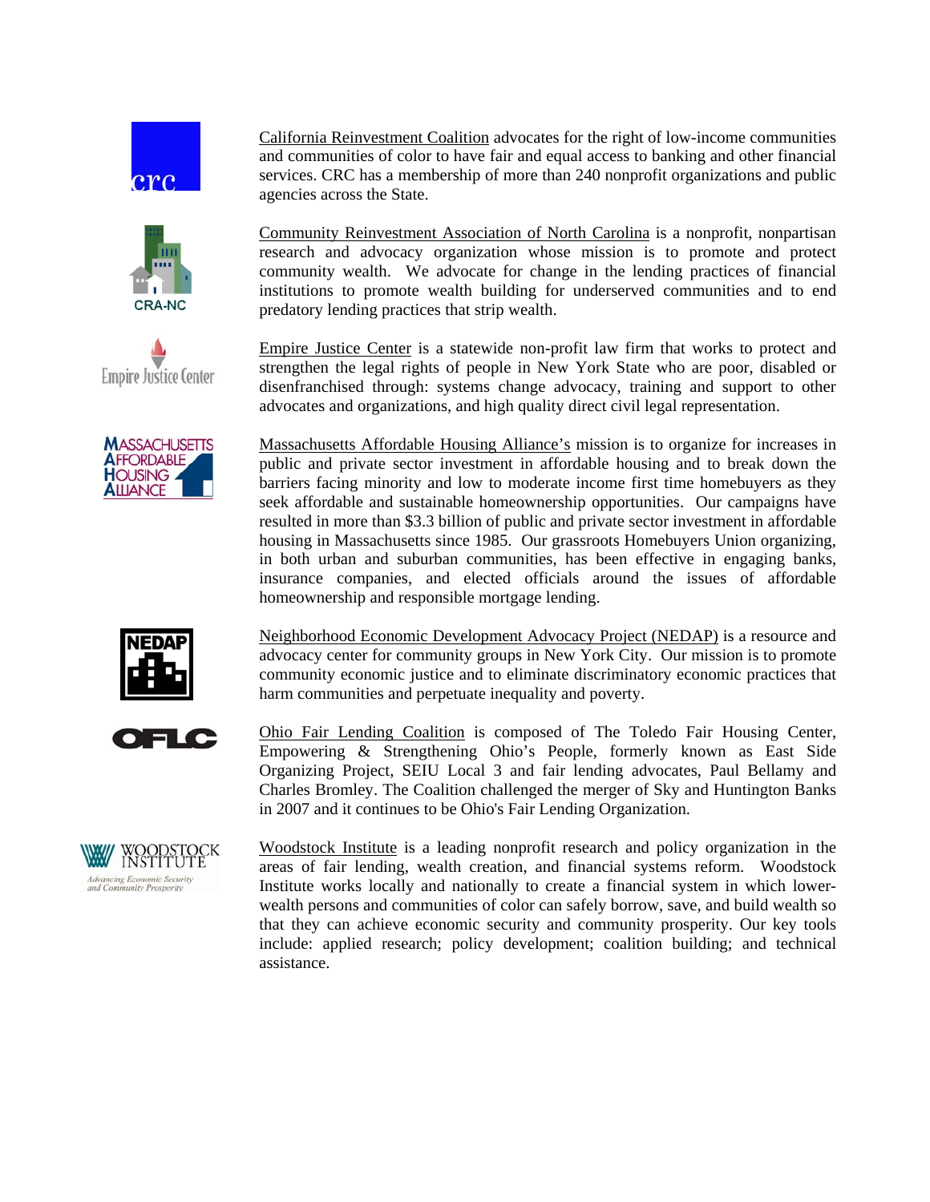California Reinvestment Coalition advocates for the right of low-income communities and communities of color to have fair and equal access to banking and other financial services. CRC has a membership of more than 240 nonprofit organizations and public agencies across the State.

Community Reinvestment Association of North Carolina is a nonprofit, nonpartisan research and advocacy organization whose mission is to promote and protect community wealth. We advocate for change in the lending practices of financial institutions to promote wealth building for underserved communities and to end predatory lending practices that strip wealth.

Empire Justice Center is a statewide non-profit law firm that works to protect and strengthen the legal rights of people in New York State who are poor, disabled or disenfranchised through: systems change advocacy, training and support to other advocates and organizations, and high quality direct civil legal representation.

Massachusetts Affordable Housing Alliance's mission is to organize for increases in public and private sector investment in affordable housing and to break down the barriers facing minority and low to moderate income first time homebuyers as they seek affordable and sustainable homeownership opportunities. Our campaigns have resulted in more than $3.3 billion of public and private sector investment in affordable housing in Massachusetts since 1985. Our grassroots Homebuyers Union organizing, in both urban and suburban communities, has been effective in engaging banks, insurance companies, and elected officials around the issues of affordable homeownership and responsible mortgage lending.

Neighborhood Economic Development Advocacy Project (NEDAP) is a resource and advocacy center for community groups in New York City. Our mission is to promote community economic justice and to eliminate discriminatory economic practices that harm communities and perpetuate inequality and poverty.

Ohio Fair Lending Coalition is composed of The Toledo Fair Housing Center, Empowering & Strengthening Ohio's People, formerly known as East Side Organizing Project, SEIU Local 3 and fair lending advocates, Paul Bellamy and Charles Bromley. The Coalition challenged the merger of Sky and Huntington Banks in 2007 and it continues to be Ohio's Fair Lending Organization.

Woodstock Institute is a leading nonprofit research and policy organization in the areas of fair lending, wealth creation, and financial systems reform. Woodstock Institute works locally and nationally to create a financial system in which lower-wealth persons and communities of color can safely borrow, save, and build wealth so that they can achieve economic security and community prosperity. Our key tools include: applied research; policy development; coalition building; and technical assistance.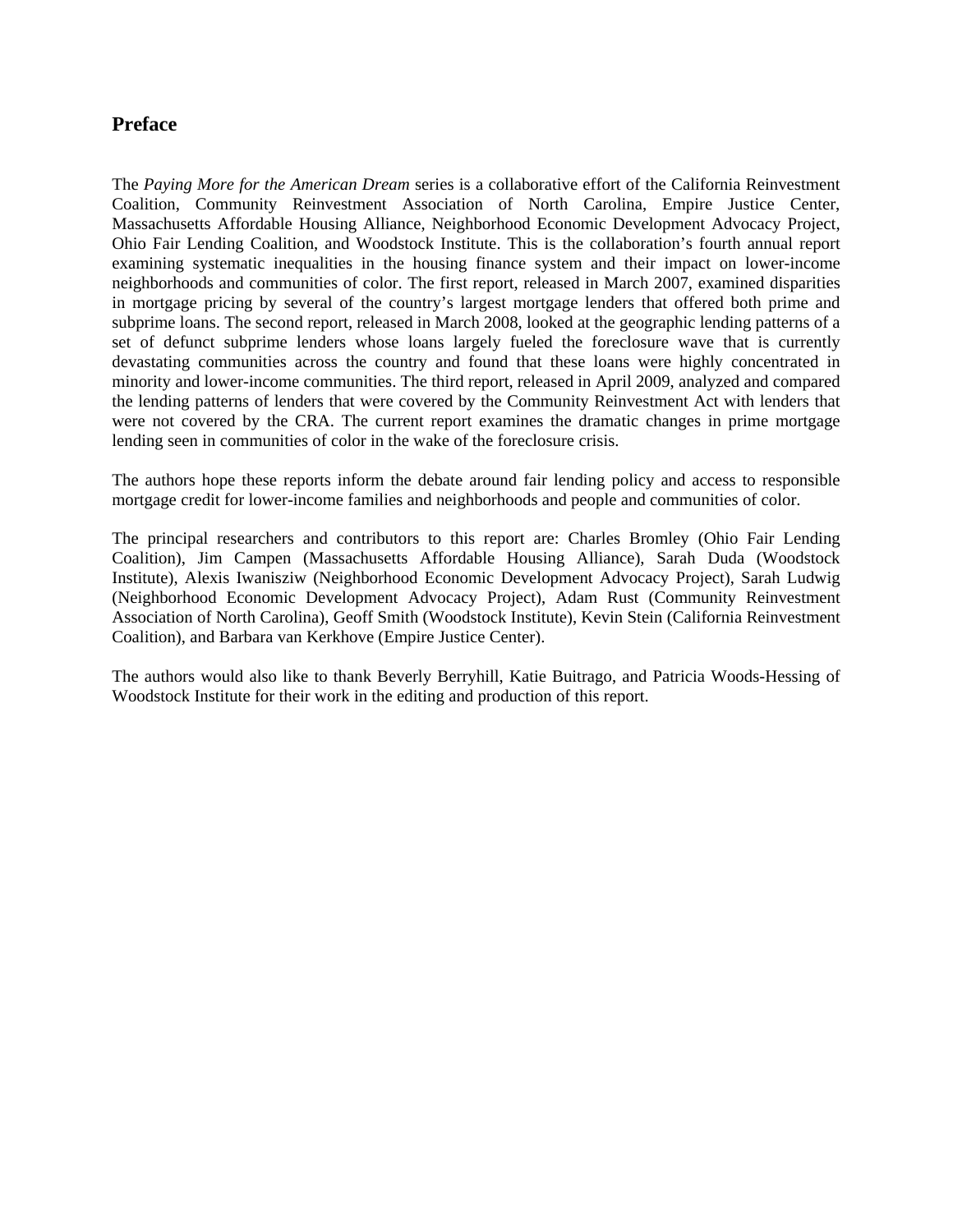## Preface

The *Paying More for the American Dream* series is a collaborative effort of the California Reinvestment Coalition, Community Reinvestment Association of North Carolina, Empire Justice Center, Massachusetts Affordable Housing Alliance, Neighborhood Economic Development Advocacy Project, Ohio Fair Lending Coalition, and Woodstock Institute. This is the collaboration's fourth annual report examining systematic inequalities in the housing finance system and their impact on lower-income neighborhoods and communities of color. The first report, released in March 2007, examined disparities in mortgage pricing by several of the country's largest mortgage lenders that offered both prime and subprime loans. The second report, released in March 2008, looked at the geographic lending patterns of a set of defunct subprime lenders whose loans largely fueled the foreclosure wave that is currently devastating communities across the country and found that these loans were highly concentrated in minority and lower-income communities. The third report, released in April 2009, analyzed and compared the lending patterns of lenders that were covered by the Community Reinvestment Act with lenders that were not covered by the CRA. The current report examines the dramatic changes in prime mortgage lending seen in communities of color in the wake of the foreclosure crisis.

The authors hope these reports inform the debate around fair lending policy and access to responsible mortgage credit for lower-income families and neighborhoods and people and communities of color.

The principal researchers and contributors to this report are: Charles Bromley (Ohio Fair Lending Coalition), Jim Campen (Massachusetts Affordable Housing Alliance), Sarah Duda (Woodstock Institute), Alexis Iwanisziw (Neighborhood Economic Development Advocacy Project), Sarah Ludwig (Neighborhood Economic Development Advocacy Project), Adam Rust (Community Reinvestment Association of North Carolina), Geoff Smith (Woodstock Institute), Kevin Stein (California Reinvestment Coalition), and Barbara van Kerkhove (Empire Justice Center).

The authors would also like to thank Beverly Berryhill, Katie Buitrago, and Patricia Woods-Hessing of Woodstock Institute for their work in the editing and production of this report.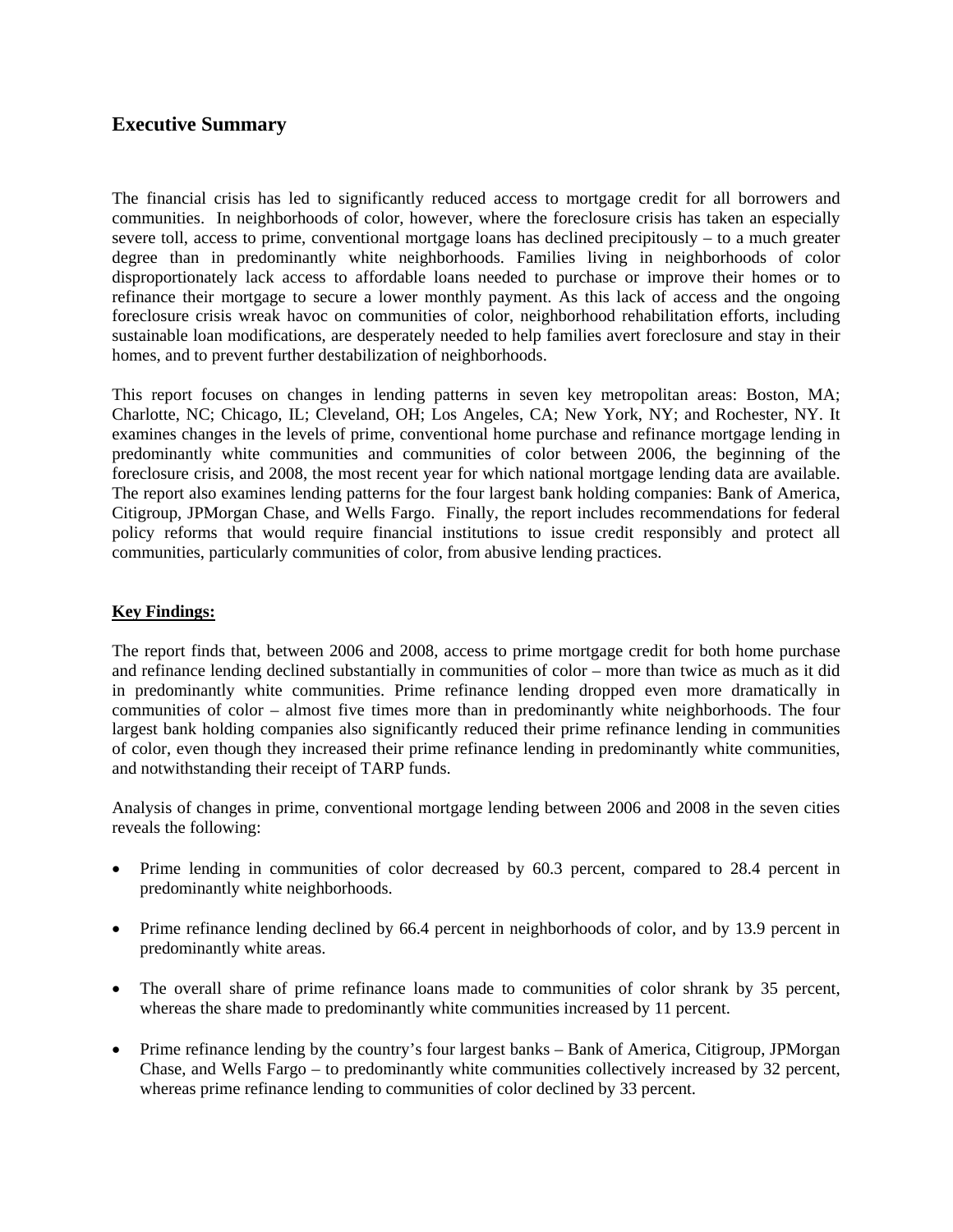## Executive Summary

The financial crisis has led to significantly reduced access to mortgage credit for all borrowers and communities. In neighborhoods of color, however, where the foreclosure crisis has taken an especially severe toll, access to prime, conventional mortgage loans has declined precipitously – to a much greater degree than in predominantly white neighborhoods. Families living in neighborhoods of color disproportionately lack access to affordable loans needed to purchase or improve their homes or to refinance their mortgage to secure a lower monthly payment. As this lack of access and the ongoing foreclosure crisis wreak havoc on communities of color, neighborhood rehabilitation efforts, including sustainable loan modifications, are desperately needed to help families avert foreclosure and stay in their homes, and to prevent further destabilization of neighborhoods.

This report focuses on changes in lending patterns in seven key metropolitan areas: Boston, MA; Charlotte, NC; Chicago, IL; Cleveland, OH; Los Angeles, CA; New York, NY; and Rochester, NY. It examines changes in the levels of prime, conventional home purchase and refinance mortgage lending in predominantly white communities and communities of color between 2006, the beginning of the foreclosure crisis, and 2008, the most recent year for which national mortgage lending data are available. The report also examines lending patterns for the four largest bank holding companies: Bank of America, Citigroup, JPMorgan Chase, and Wells Fargo. Finally, the report includes recommendations for federal policy reforms that would require financial institutions to issue credit responsibly and protect all communities, particularly communities of color, from abusive lending practices.

**Key Findings:**

The report finds that, between 2006 and 2008, access to prime mortgage credit for both home purchase and refinance lending declined substantially in communities of color – more than twice as much as it did in predominantly white communities. Prime refinance lending dropped even more dramatically in communities of color – almost five times more than in predominantly white neighborhoods. The four largest bank holding companies also significantly reduced their prime refinance lending in communities of color, even though they increased their prime refinance lending in predominantly white communities, and notwithstanding their receipt of TARP funds.

Analysis of changes in prime, conventional mortgage lending between 2006 and 2008 in the seven cities reveals the following:

- Prime lending in communities of color decreased by 60.3 percent, compared to 28.4 percent in predominantly white neighborhoods.
- Prime refinance lending declined by 66.4 percent in neighborhoods of color, and by 13.9 percent in predominantly white areas.
- The overall share of prime refinance loans made to communities of color shrank by 35 percent, whereas the share made to predominantly white communities increased by 11 percent.
- Prime refinance lending by the country's four largest banks – Bank of America, Citigroup, JPMorgan Chase, and Wells Fargo – to predominantly white communities collectively increased by 32 percent, whereas prime refinance lending to communities of color declined by 33 percent.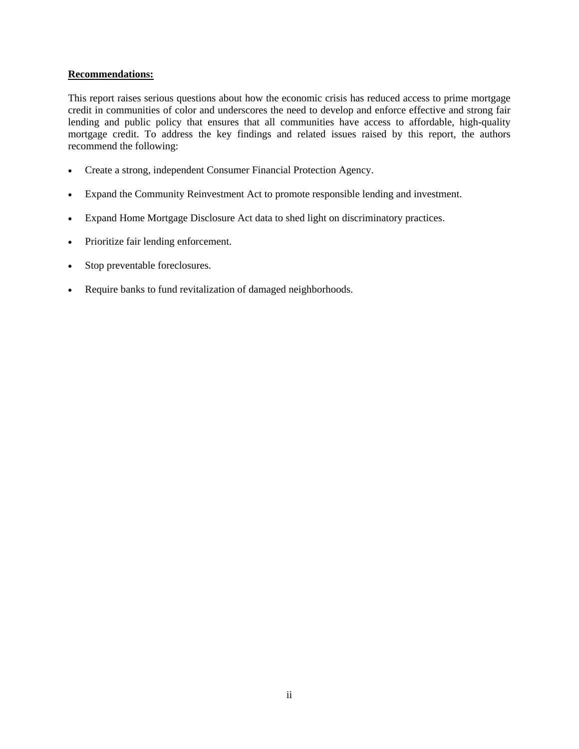**Recommendations:**

This report raises serious questions about how the economic crisis has reduced access to prime mortgage credit in communities of color and underscores the need to develop and enforce effective and strong fair lending and public policy that ensures that all communities have access to affordable, high-quality mortgage credit. To address the key findings and related issues raised by this report, the authors recommend the following:

- Create a strong, independent Consumer Financial Protection Agency.
- Expand the Community Reinvestment Act to promote responsible lending and investment.
- Expand Home Mortgage Disclosure Act data to shed light on discriminatory practices.
- Prioritize fair lending enforcement.
- Stop preventable foreclosures.
- Require banks to fund revitalization of damaged neighborhoods.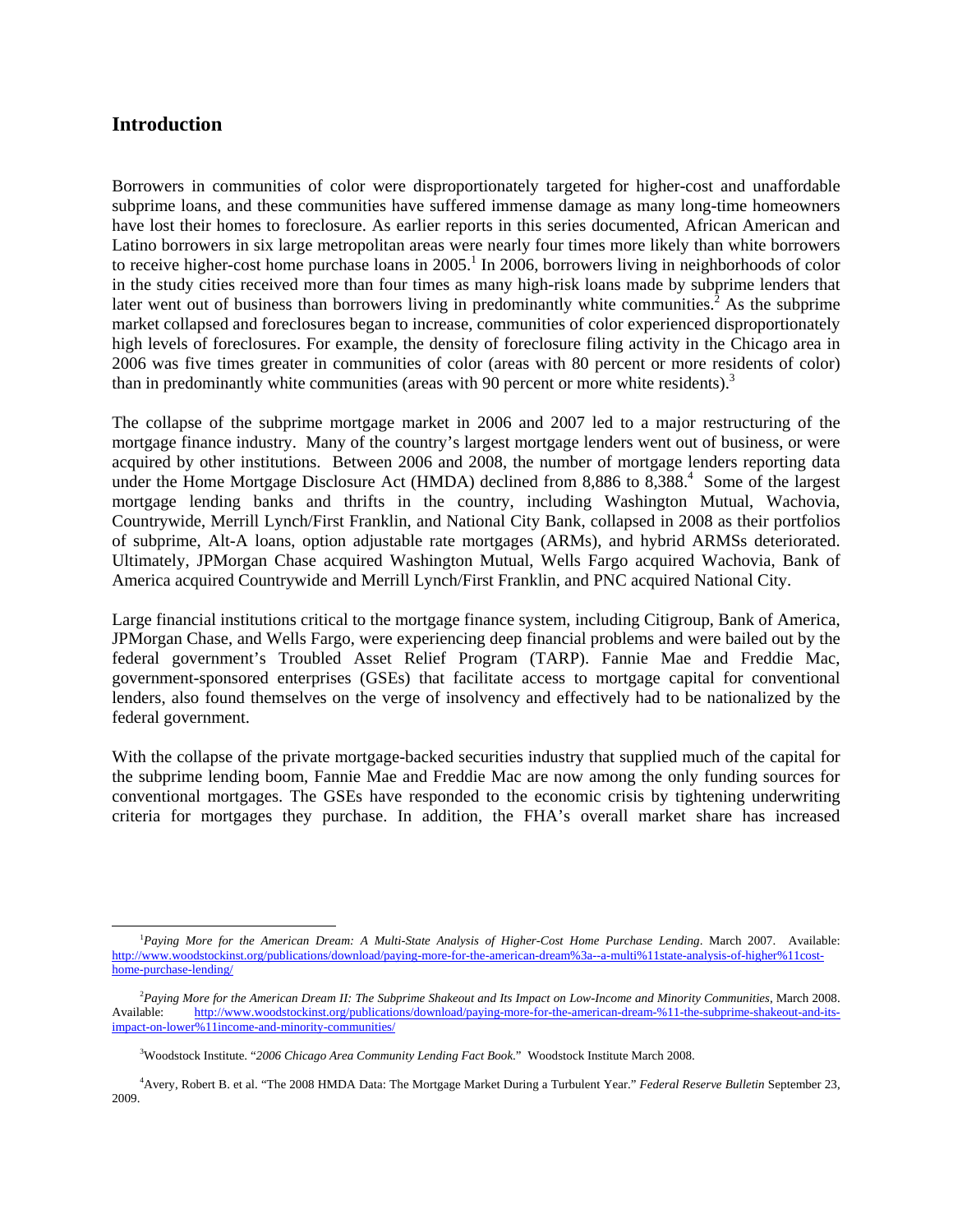## Introduction

Borrowers in communities of color were disproportionately targeted for higher-cost and unaffordable subprime loans, and these communities have suffered immense damage as many long-time homeowners have lost their homes to foreclosure. As earlier reports in this series documented, African American and Latino borrowers in six large metropolitan areas were nearly four times more likely than white borrowers to receive higher-cost home purchase loans in 2005.[1] In 2006, borrowers living in neighborhoods of color in the study cities received more than four times as many high-risk loans made by subprime lenders that later went out of business than borrowers living in predominantly white communities.[2] As the subprime market collapsed and foreclosures began to increase, communities of color experienced disproportionately high levels of foreclosures. For example, the density of foreclosure filing activity in the Chicago area in 2006 was five times greater in communities of color (areas with 80 percent or more residents of color) than in predominantly white communities (areas with 90 percent or more white residents).[3]

The collapse of the subprime mortgage market in 2006 and 2007 led to a major restructuring of the mortgage finance industry. Many of the country's largest mortgage lenders went out of business, or were acquired by other institutions. Between 2006 and 2008, the number of mortgage lenders reporting data under the Home Mortgage Disclosure Act (HMDA) declined from 8,886 to 8,388.[4] Some of the largest mortgage lending banks and thrifts in the country, including Washington Mutual, Wachovia, Countrywide, Merrill Lynch/First Franklin, and National City Bank, collapsed in 2008 as their portfolios of subprime, Alt-A loans, option adjustable rate mortgages (ARMs), and hybrid ARMSs deteriorated. Ultimately, JPMorgan Chase acquired Washington Mutual, Wells Fargo acquired Wachovia, Bank of America acquired Countrywide and Merrill Lynch/First Franklin, and PNC acquired National City.

Large financial institutions critical to the mortgage finance system, including Citigroup, Bank of America, JPMorgan Chase, and Wells Fargo, were experiencing deep financial problems and were bailed out by the federal government's Troubled Asset Relief Program (TARP). Fannie Mae and Freddie Mac, government-sponsored enterprises (GSEs) that facilitate access to mortgage capital for conventional lenders, also found themselves on the verge of insolvency and effectively had to be nationalized by the federal government.

With the collapse of the private mortgage-backed securities industry that supplied much of the capital for the subprime lending boom, Fannie Mae and Freddie Mac are now among the only funding sources for conventional mortgages. The GSEs have responded to the economic crisis by tightening underwriting criteria for mortgages they purchase. In addition, the FHA's overall market share has increased

---

[1] *Paying More for the American Dream: A Multi-State Analysis of Higher-Cost Home Purchase Lending*. March 2007. Available: http://www.woodstockinst.org/publications/download/paying-more-for-the-american-dream%3a--a-multi%11state-analysis-of-higher%11cost-home-purchase-lending/

[2] *Paying More for the American Dream II: The Subprime Shakeout and Its Impact on Low-Income and Minority Communities*, March 2008. Available: http://www.woodstockinst.org/publications/download/paying-more-for-the-american-dream-%11-the-subprime-shakeout-and-its-impact-on-lower%11income-and-minority-communities/

[3] Woodstock Institute. "*2006 Chicago Area Community Lending Fact Book*." Woodstock Institute March 2008.

[4] Avery, Robert B. et al. "The 2008 HMDA Data: The Mortgage Market During a Turbulent Year." *Federal Reserve Bulletin* September 23, 2009.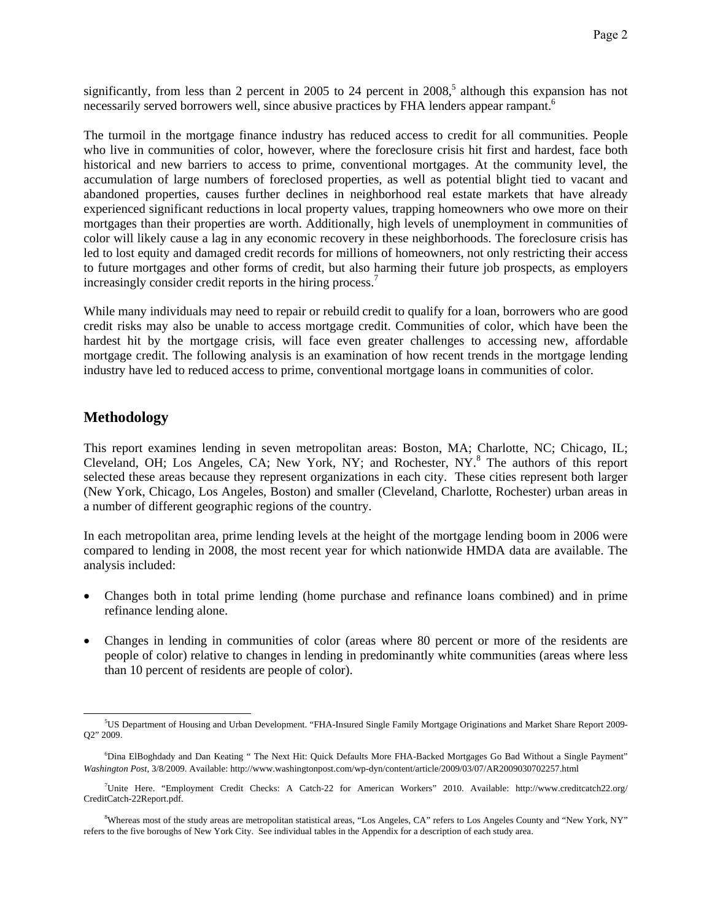significantly, from less than 2 percent in 2005 to 24 percent in 2008,[5] although this expansion has not necessarily served borrowers well, since abusive practices by FHA lenders appear rampant.[6]

The turmoil in the mortgage finance industry has reduced access to credit for all communities. People who live in communities of color, however, where the foreclosure crisis hit first and hardest, face both historical and new barriers to access to prime, conventional mortgages. At the community level, the accumulation of large numbers of foreclosed properties, as well as potential blight tied to vacant and abandoned properties, causes further declines in neighborhood real estate markets that have already experienced significant reductions in local property values, trapping homeowners who owe more on their mortgages than their properties are worth. Additionally, high levels of unemployment in communities of color will likely cause a lag in any economic recovery in these neighborhoods. The foreclosure crisis has led to lost equity and damaged credit records for millions of homeowners, not only restricting their access to future mortgages and other forms of credit, but also harming their future job prospects, as employers increasingly consider credit reports in the hiring process.[7]

While many individuals may need to repair or rebuild credit to qualify for a loan, borrowers who are good credit risks may also be unable to access mortgage credit. Communities of color, which have been the hardest hit by the mortgage crisis, will face even greater challenges to accessing new, affordable mortgage credit. The following analysis is an examination of how recent trends in the mortgage lending industry have led to reduced access to prime, conventional mortgage loans in communities of color.

## Methodology

This report examines lending in seven metropolitan areas: Boston, MA; Charlotte, NC; Chicago, IL; Cleveland, OH; Los Angeles, CA; New York, NY; and Rochester, NY.[8] The authors of this report selected these areas because they represent organizations in each city. These cities represent both larger (New York, Chicago, Los Angeles, Boston) and smaller (Cleveland, Charlotte, Rochester) urban areas in a number of different geographic regions of the country.

In each metropolitan area, prime lending levels at the height of the mortgage lending boom in 2006 were compared to lending in 2008, the most recent year for which nationwide HMDA data are available. The analysis included:

- Changes both in total prime lending (home purchase and refinance loans combined) and in prime refinance lending alone.
- Changes in lending in communities of color (areas where 80 percent or more of the residents are people of color) relative to changes in lending in predominantly white communities (areas where less than 10 percent of residents are people of color).

[5] US Department of Housing and Urban Development. "FHA-Insured Single Family Mortgage Originations and Market Share Report 2009-Q2" 2009.

[6] Dina ElBoghdady and Dan Keating " The Next Hit: Quick Defaults More FHA-Backed Mortgages Go Bad Without a Single Payment" *Washington Post*, 3/8/2009. Available: http://www.washingtonpost.com/wp-dyn/content/article/2009/03/07/AR2009030702257.html

[7] Unite Here. "Employment Credit Checks: A Catch-22 for American Workers" 2010. Available: http://www.creditcatch22.org/CreditCatch-22Report.pdf.

[8] Whereas most of the study areas are metropolitan statistical areas, "Los Angeles, CA" refers to Los Angeles County and "New York, NY" refers to the five boroughs of New York City. See individual tables in the Appendix for a description of each study area.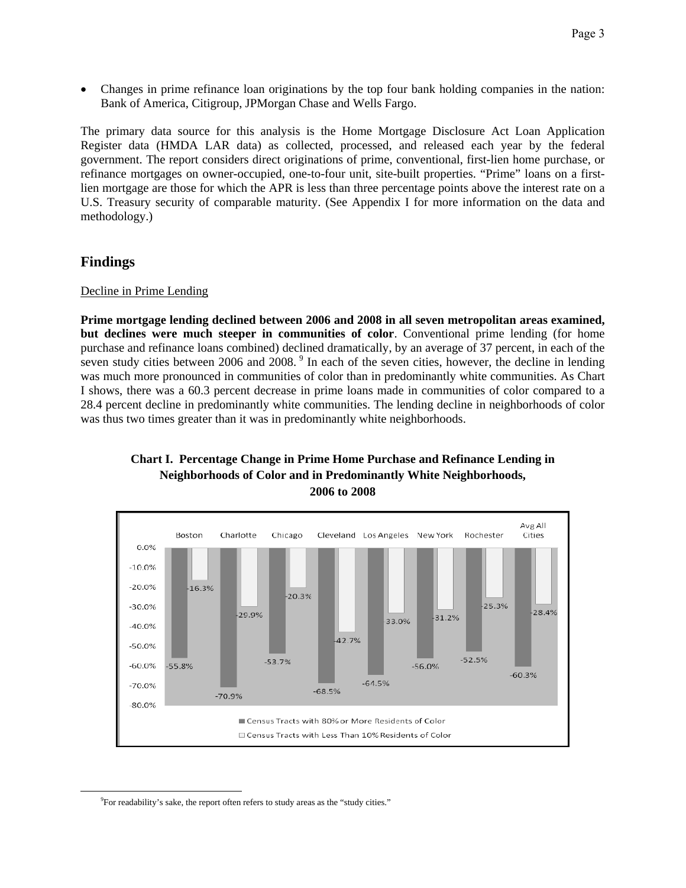- Changes in prime refinance loan originations by the top four bank holding companies in the nation: Bank of America, Citigroup, JPMorgan Chase and Wells Fargo.

The primary data source for this analysis is the Home Mortgage Disclosure Act Loan Application Register data (HMDA LAR data) as collected, processed, and released each year by the federal government. The report considers direct originations of prime, conventional, first-lien home purchase, or refinance mortgages on owner-occupied, one-to-four unit, site-built properties. "Prime" loans on a first-lien mortgage are those for which the APR is less than three percentage points above the interest rate on a U.S. Treasury security of comparable maturity. (See Appendix I for more information on the data and methodology.)

## Findings

Decline in Prime Lending

**Prime mortgage lending declined between 2006 and 2008 in all seven metropolitan areas examined, but declines were much steeper in communities of color**. Conventional prime lending (for home purchase and refinance loans combined) declined dramatically, by an average of 37 percent, in each of the seven study cities between 2006 and 2008.[9] In each of the seven cities, however, the decline in lending was much more pronounced in communities of color than in predominantly white communities. As Chart I shows, there was a 60.3 percent decrease in prime loans made in communities of color compared to a 28.4 percent decline in predominantly white communities. The lending decline in neighborhoods of color was thus two times greater than it was in predominantly white neighborhoods.

**Chart I. Percentage Change in Prime Home Purchase and Refinance Lending in Neighborhoods of Color and in Predominantly White Neighborhoods, 2006 to 2008**

| | Census Tracts with 80% or More Residents of Color | Census Tracts with Less Than 10% Residents of Color |
|---|---|---|
| Boston | -55.8% | -16.3% |
| Charlotte | -70.9% | -29.9% |
| Chicago | -53.7% | -20.3% |
| Cleveland | -68.5% | -42.7% |
| Los Angeles | -64.5% | -33.0% |
| New York | -56.0% | -31.2% |
| Rochester | -52.5% | -25.3% |
| Avg All Cities | -60.3% | -28.4% |

[9] For readability's sake, the report often refers to study areas as the "study cities."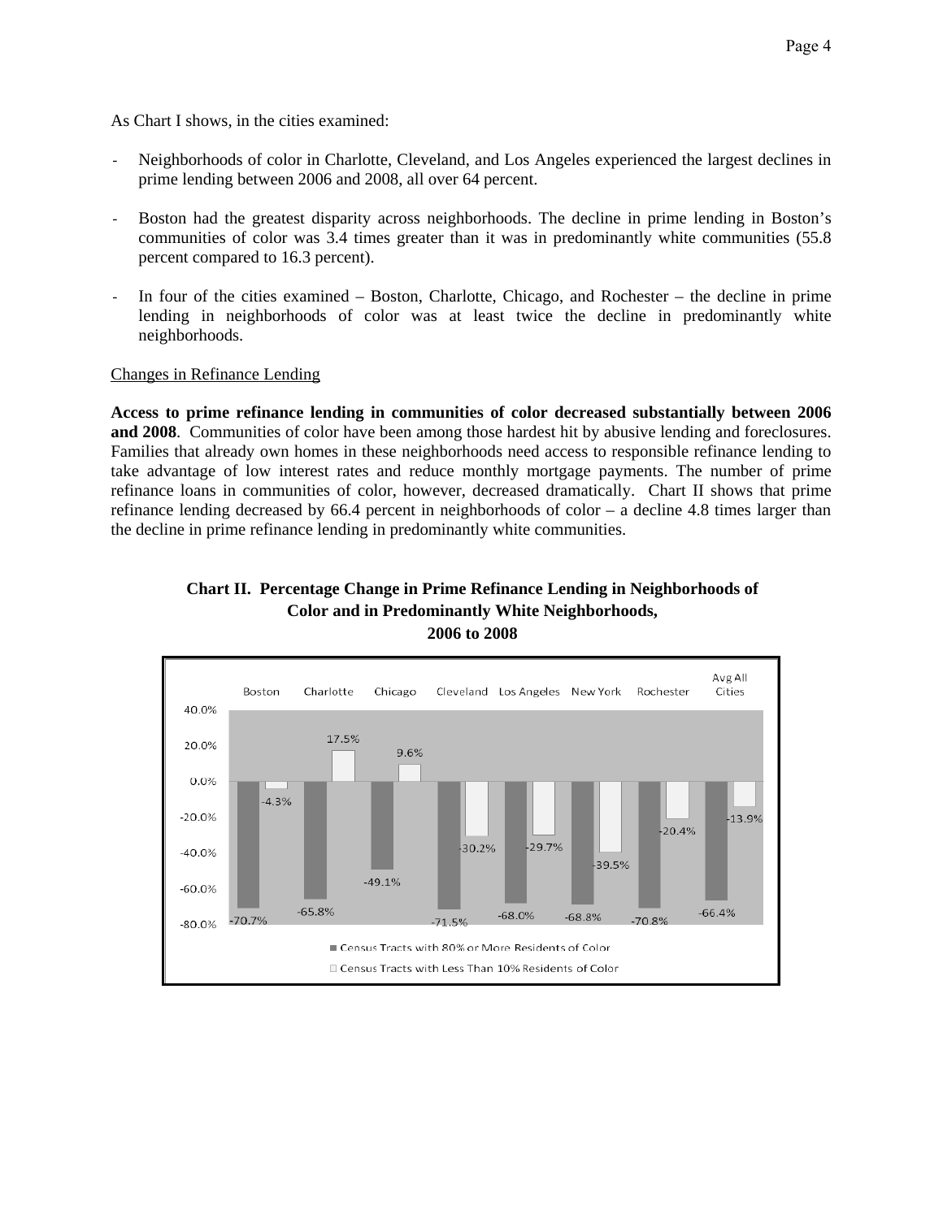As Chart I shows, in the cities examined:

- Neighborhoods of color in Charlotte, Cleveland, and Los Angeles experienced the largest declines in prime lending between 2006 and 2008, all over 64 percent.
- Boston had the greatest disparity across neighborhoods. The decline in prime lending in Boston's communities of color was 3.4 times greater than it was in predominantly white communities (55.8 percent compared to 16.3 percent).
- In four of the cities examined – Boston, Charlotte, Chicago, and Rochester – the decline in prime lending in neighborhoods of color was at least twice the decline in predominantly white neighborhoods.

<u>Changes in Refinance Lending</u>

**Access to prime refinance lending in communities of color decreased substantially between 2006 and 2008**. Communities of color have been among those hardest hit by abusive lending and foreclosures. Families that already own homes in these neighborhoods need access to responsible refinance lending to take advantage of low interest rates and reduce monthly mortgage payments. The number of prime refinance loans in communities of color, however, decreased dramatically. Chart II shows that prime refinance lending decreased by 66.4 percent in neighborhoods of color – a decline 4.8 times larger than the decline in prime refinance lending in predominantly white communities.

**Chart II. Percentage Change in Prime Refinance Lending in Neighborhoods of Color and in Predominantly White Neighborhoods, 2006 to 2008**

| | Census Tracts with 80% or More Residents of Color | Census Tracts with Less Than 10% Residents of Color |
|---|---|---|
| Boston | -70.7% | -4.3% |
| Charlotte | -65.8% | 17.5% |
| Chicago | -49.1% | 9.6% |
| Cleveland | -71.5% | -30.2% |
| Los Angeles | -68.0% | -29.7% |
| New York | -68.8% | -39.5% |
| Rochester | -70.8% | -20.4% |
| Avg All Cities | -66.4% | -13.9% |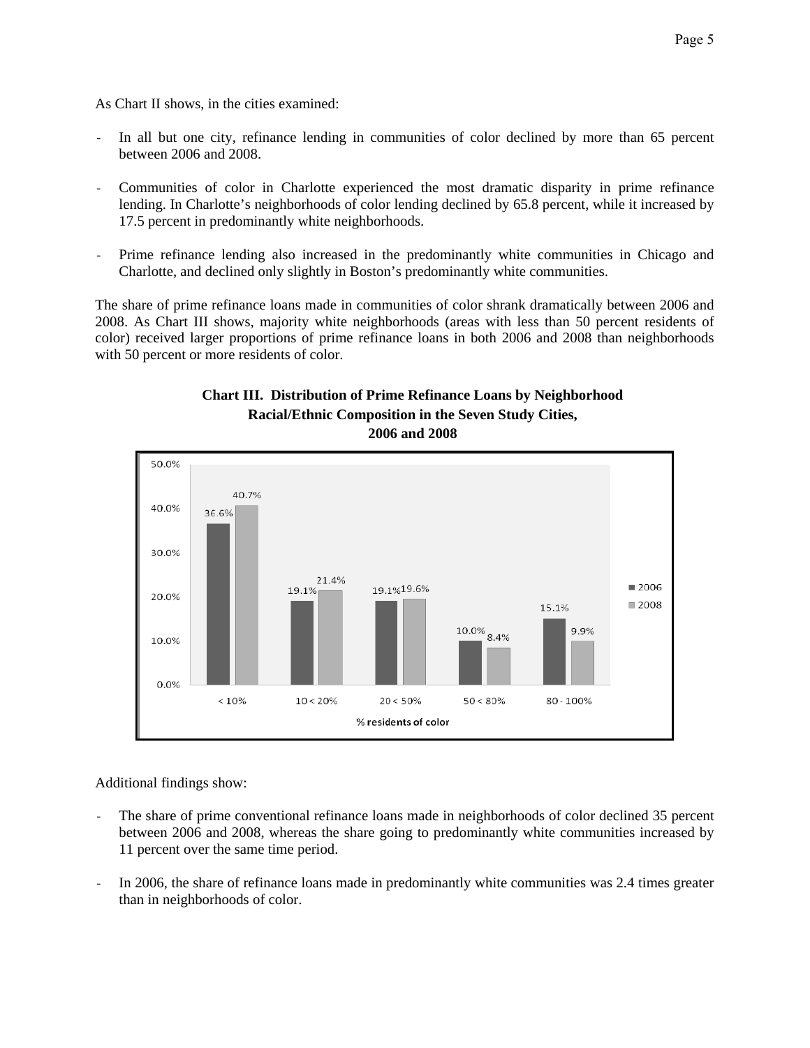As Chart II shows, in the cities examined:

- In all but one city, refinance lending in communities of color declined by more than 65 percent between 2006 and 2008.
- Communities of color in Charlotte experienced the most dramatic disparity in prime refinance lending. In Charlotte's neighborhoods of color lending declined by 65.8 percent, while it increased by 17.5 percent in predominantly white neighborhoods.
- Prime refinance lending also increased in the predominantly white communities in Chicago and Charlotte, and declined only slightly in Boston's predominantly white communities.

The share of prime refinance loans made in communities of color shrank dramatically between 2006 and 2008. As Chart III shows, majority white neighborhoods (areas with less than 50 percent residents of color) received larger proportions of prime refinance loans in both 2006 and 2008 than neighborhoods with 50 percent or more residents of color.

**Chart III. Distribution of Prime Refinance Loans by Neighborhood Racial/Ethnic Composition in the Seven Study Cities, 2006 and 2008**

| % residents of color | 2006 | 2008 |
|---|---|---|
| < 10% | 36.6% | 40.7% |
| 10 < 20% | 19.1% | 21.4% |
| 20 < 50% | 19.1% | 19.6% |
| 50 < 80% | 10.0% | 8.4% |
| 80 - 100% | 15.1% | 9.9% |

Additional findings show:

- The share of prime conventional refinance loans made in neighborhoods of color declined 35 percent between 2006 and 2008, whereas the share going to predominantly white communities increased by 11 percent over the same time period.
- In 2006, the share of refinance loans made in predominantly white communities was 2.4 times greater than in neighborhoods of color.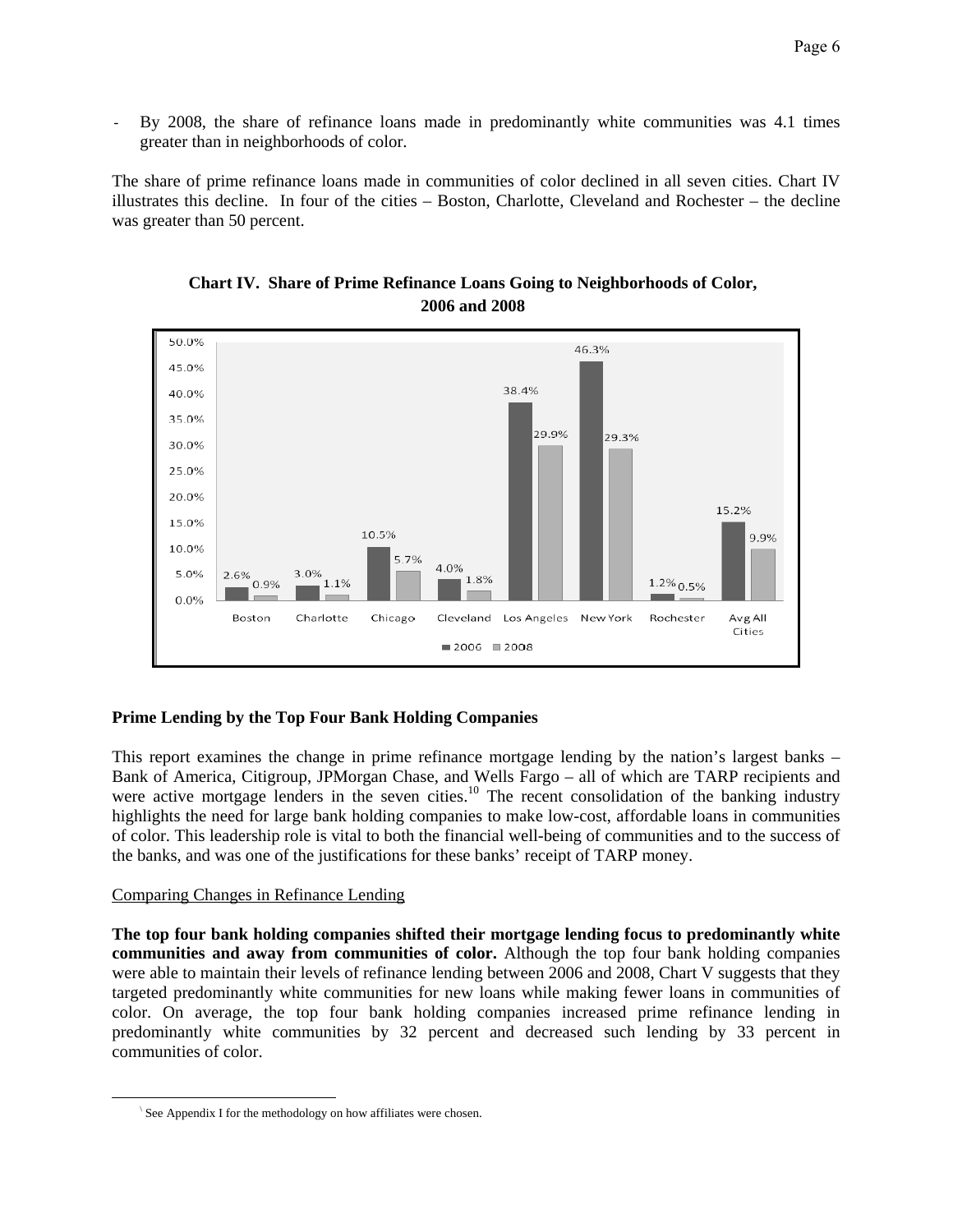- By 2008, the share of refinance loans made in predominantly white communities was 4.1 times greater than in neighborhoods of color.

The share of prime refinance loans made in communities of color declined in all seven cities. Chart IV illustrates this decline. In four of the cities – Boston, Charlotte, Cleveland and Rochester – the decline was greater than 50 percent.

**Chart IV. Share of Prime Refinance Loans Going to Neighborhoods of Color, 2006 and 2008**

| City | 2006 | 2008 |
|---|---|---|
| Boston | 2.6% | 0.9% |
| Charlotte | 3.0% | 1.1% |
| Chicago | 10.5% | 5.7% |
| Cleveland | 4.0% | 1.8% |
| Los Angeles | 38.4% | 29.9% |
| New York | 46.3% | 29.3% |
| Rochester | 1.2% | 0.5% |
| Avg All Cities | 15.2% | 9.9% |

## Prime Lending by the Top Four Bank Holding Companies

This report examines the change in prime refinance mortgage lending by the nation's largest banks – Bank of America, Citigroup, JPMorgan Chase, and Wells Fargo – all of which are TARP recipients and were active mortgage lenders in the seven cities.[10] The recent consolidation of the banking industry highlights the need for large bank holding companies to make low-cost, affordable loans in communities of color. This leadership role is vital to both the financial well-being of communities and to the success of the banks, and was one of the justifications for these banks' receipt of TARP money.

Comparing Changes in Refinance Lending

**The top four bank holding companies shifted their mortgage lending focus to predominantly white communities and away from communities of color.** Although the top four bank holding companies were able to maintain their levels of refinance lending between 2006 and 2008, Chart V suggests that they targeted predominantly white communities for new loans while making fewer loans in communities of color. On average, the top four bank holding companies increased prime refinance lending in predominantly white communities by 32 percent and decreased such lending by 33 percent in communities of color.

[10] See Appendix I for the methodology on how affiliates were chosen.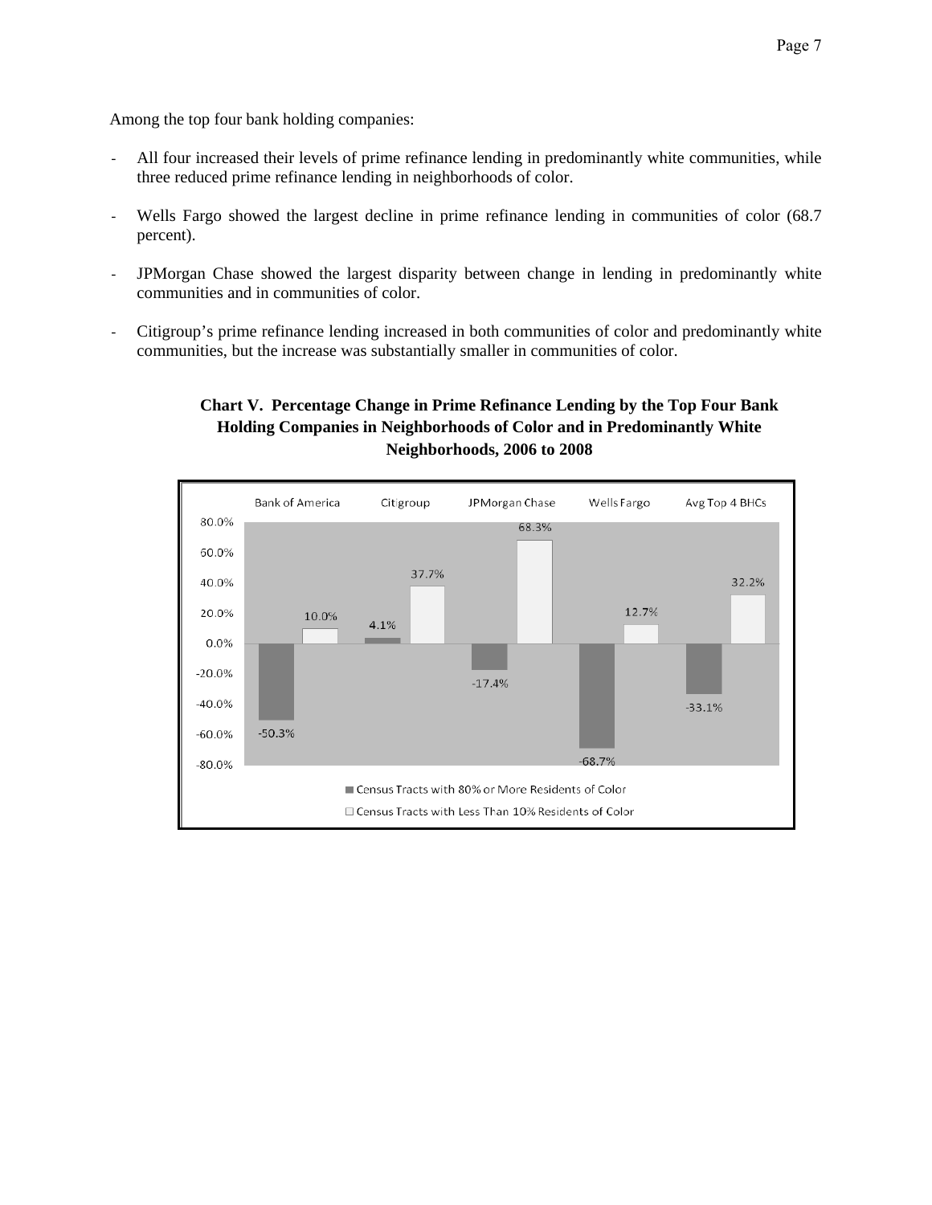Among the top four bank holding companies:

- All four increased their levels of prime refinance lending in predominantly white communities, while three reduced prime refinance lending in neighborhoods of color.
- Wells Fargo showed the largest decline in prime refinance lending in communities of color (68.7 percent).
- JPMorgan Chase showed the largest disparity between change in lending in predominantly white communities and in communities of color.
- Citigroup's prime refinance lending increased in both communities of color and predominantly white communities, but the increase was substantially smaller in communities of color.

**Chart V. Percentage Change in Prime Refinance Lending by the Top Four Bank Holding Companies in Neighborhoods of Color and in Predominantly White Neighborhoods, 2006 to 2008**

| | Bank of America | Citigroup | JPMorgan Chase | Wells Fargo | Avg Top 4 BHCs |
|---|---|---|---|---|---|
| Census Tracts with 80% or More Residents of Color | -50.3% | 4.1% | -17.4% | -68.7% | -33.1% |
| Census Tracts with Less Than 10% Residents of Color | 10.0% | 37.7% | 68.3% | 12.7% | 32.2% |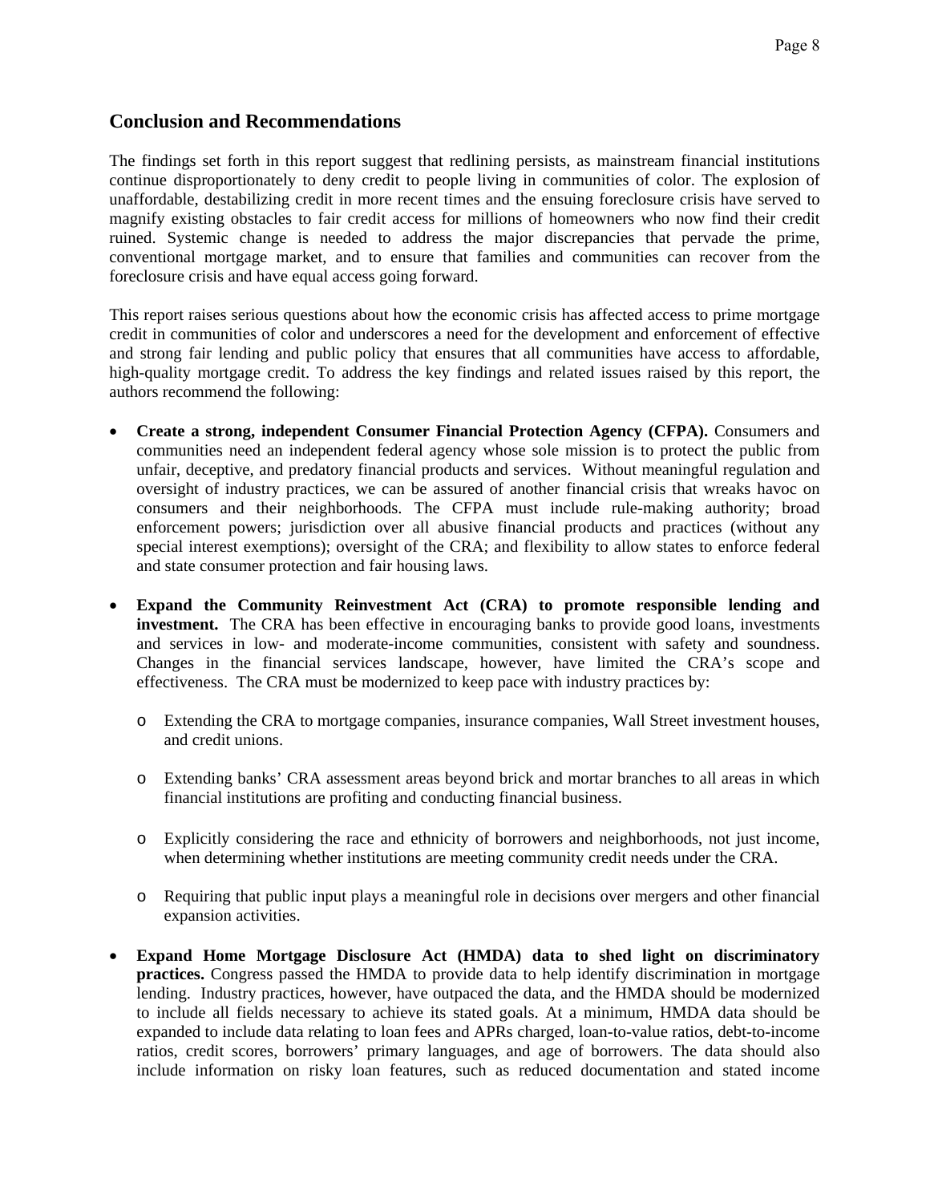## Conclusion and Recommendations

The findings set forth in this report suggest that redlining persists, as mainstream financial institutions continue disproportionately to deny credit to people living in communities of color. The explosion of unaffordable, destabilizing credit in more recent times and the ensuing foreclosure crisis have served to magnify existing obstacles to fair credit access for millions of homeowners who now find their credit ruined. Systemic change is needed to address the major discrepancies that pervade the prime, conventional mortgage market, and to ensure that families and communities can recover from the foreclosure crisis and have equal access going forward.

This report raises serious questions about how the economic crisis has affected access to prime mortgage credit in communities of color and underscores a need for the development and enforcement of effective and strong fair lending and public policy that ensures that all communities have access to affordable, high-quality mortgage credit. To address the key findings and related issues raised by this report, the authors recommend the following:

- **Create a strong, independent Consumer Financial Protection Agency (CFPA).** Consumers and communities need an independent federal agency whose sole mission is to protect the public from unfair, deceptive, and predatory financial products and services. Without meaningful regulation and oversight of industry practices, we can be assured of another financial crisis that wreaks havoc on consumers and their neighborhoods. The CFPA must include rule-making authority; broad enforcement powers; jurisdiction over all abusive financial products and practices (without any special interest exemptions); oversight of the CRA; and flexibility to allow states to enforce federal and state consumer protection and fair housing laws.

- **Expand the Community Reinvestment Act (CRA) to promote responsible lending and investment.** The CRA has been effective in encouraging banks to provide good loans, investments and services in low- and moderate-income communities, consistent with safety and soundness. Changes in the financial services landscape, however, have limited the CRA's scope and effectiveness. The CRA must be modernized to keep pace with industry practices by:

  - Extending the CRA to mortgage companies, insurance companies, Wall Street investment houses, and credit unions.

  - Extending banks' CRA assessment areas beyond brick and mortar branches to all areas in which financial institutions are profiting and conducting financial business.

  - Explicitly considering the race and ethnicity of borrowers and neighborhoods, not just income, when determining whether institutions are meeting community credit needs under the CRA.

  - Requiring that public input plays a meaningful role in decisions over mergers and other financial expansion activities.

- **Expand Home Mortgage Disclosure Act (HMDA) data to shed light on discriminatory practices.** Congress passed the HMDA to provide data to help identify discrimination in mortgage lending. Industry practices, however, have outpaced the data, and the HMDA should be modernized to include all fields necessary to achieve its stated goals. At a minimum, HMDA data should be expanded to include data relating to loan fees and APRs charged, loan-to-value ratios, debt-to-income ratios, credit scores, borrowers' primary languages, and age of borrowers. The data should also include information on risky loan features, such as reduced documentation and stated income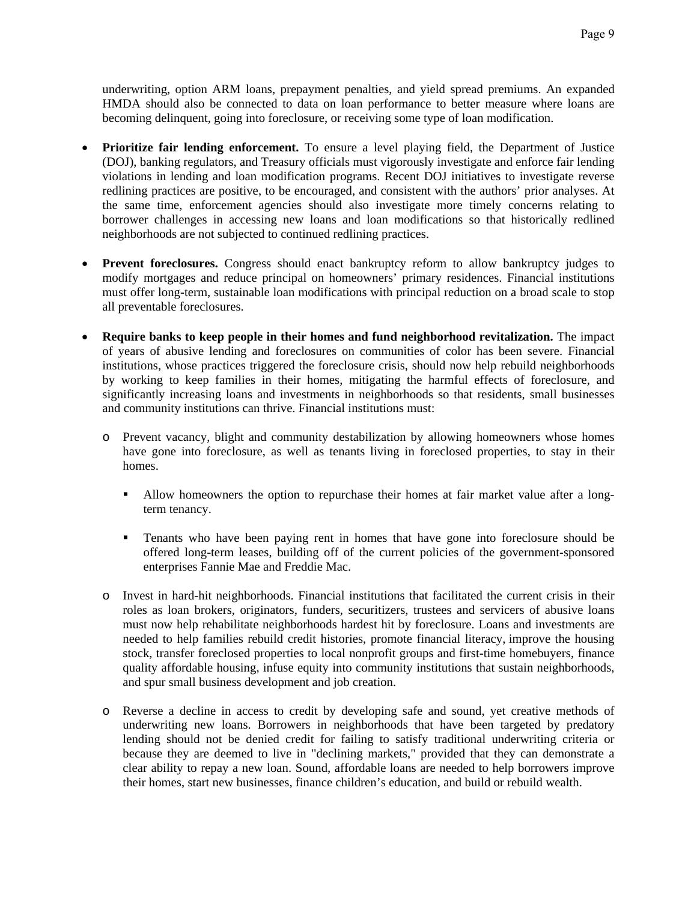underwriting, option ARM loans, prepayment penalties, and yield spread premiums. An expanded HMDA should also be connected to data on loan performance to better measure where loans are becoming delinquent, going into foreclosure, or receiving some type of loan modification.

- **Prioritize fair lending enforcement.** To ensure a level playing field, the Department of Justice (DOJ), banking regulators, and Treasury officials must vigorously investigate and enforce fair lending violations in lending and loan modification programs. Recent DOJ initiatives to investigate reverse redlining practices are positive, to be encouraged, and consistent with the authors' prior analyses. At the same time, enforcement agencies should also investigate more timely concerns relating to borrower challenges in accessing new loans and loan modifications so that historically redlined neighborhoods are not subjected to continued redlining practices.

- **Prevent foreclosures.** Congress should enact bankruptcy reform to allow bankruptcy judges to modify mortgages and reduce principal on homeowners' primary residences. Financial institutions must offer long-term, sustainable loan modifications with principal reduction on a broad scale to stop all preventable foreclosures.

- **Require banks to keep people in their homes and fund neighborhood revitalization.** The impact of years of abusive lending and foreclosures on communities of color has been severe. Financial institutions, whose practices triggered the foreclosure crisis, should now help rebuild neighborhoods by working to keep families in their homes, mitigating the harmful effects of foreclosure, and significantly increasing loans and investments in neighborhoods so that residents, small businesses and community institutions can thrive. Financial institutions must:

  - Prevent vacancy, blight and community destabilization by allowing homeowners whose homes have gone into foreclosure, as well as tenants living in foreclosed properties, to stay in their homes.

    - Allow homeowners the option to repurchase their homes at fair market value after a long-term tenancy.

    - Tenants who have been paying rent in homes that have gone into foreclosure should be offered long-term leases, building off of the current policies of the government-sponsored enterprises Fannie Mae and Freddie Mac.

  - Invest in hard-hit neighborhoods. Financial institutions that facilitated the current crisis in their roles as loan brokers, originators, funders, securitizers, trustees and servicers of abusive loans must now help rehabilitate neighborhoods hardest hit by foreclosure. Loans and investments are needed to help families rebuild credit histories, promote financial literacy, improve the housing stock, transfer foreclosed properties to local nonprofit groups and first-time homebuyers, finance quality affordable housing, infuse equity into community institutions that sustain neighborhoods, and spur small business development and job creation.

  - Reverse a decline in access to credit by developing safe and sound, yet creative methods of underwriting new loans. Borrowers in neighborhoods that have been targeted by predatory lending should not be denied credit for failing to satisfy traditional underwriting criteria or because they are deemed to live in "declining markets," provided that they can demonstrate a clear ability to repay a new loan. Sound, affordable loans are needed to help borrowers improve their homes, start new businesses, finance children's education, and build or rebuild wealth.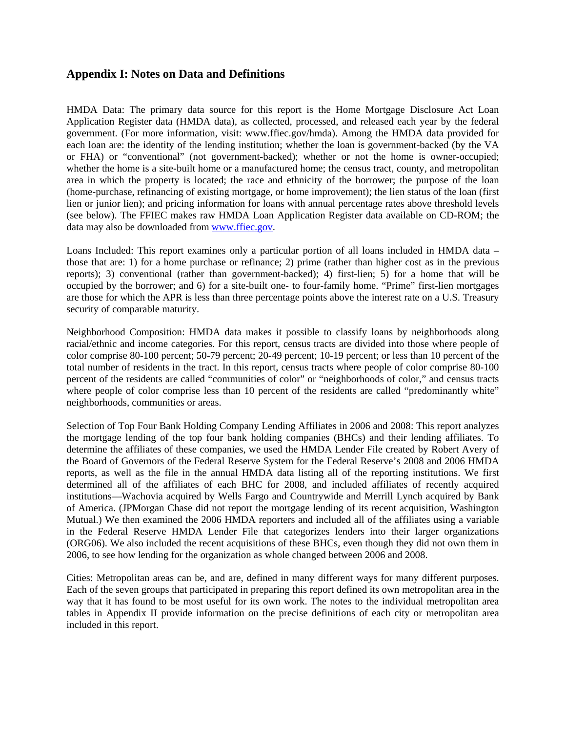## Appendix I: Notes on Data and Definitions

HMDA Data: The primary data source for this report is the Home Mortgage Disclosure Act Loan Application Register data (HMDA data), as collected, processed, and released each year by the federal government. (For more information, visit: www.ffiec.gov/hmda). Among the HMDA data provided for each loan are: the identity of the lending institution; whether the loan is government-backed (by the VA or FHA) or "conventional" (not government-backed); whether or not the home is owner-occupied; whether the home is a site-built home or a manufactured home; the census tract, county, and metropolitan area in which the property is located; the race and ethnicity of the borrower; the purpose of the loan (home-purchase, refinancing of existing mortgage, or home improvement); the lien status of the loan (first lien or junior lien); and pricing information for loans with annual percentage rates above threshold levels (see below). The FFIEC makes raw HMDA Loan Application Register data available on CD-ROM; the data may also be downloaded from www.ffiec.gov.

Loans Included: This report examines only a particular portion of all loans included in HMDA data – those that are: 1) for a home purchase or refinance; 2) prime (rather than higher cost as in the previous reports); 3) conventional (rather than government-backed); 4) first-lien; 5) for a home that will be occupied by the borrower; and 6) for a site-built one- to four-family home. "Prime" first-lien mortgages are those for which the APR is less than three percentage points above the interest rate on a U.S. Treasury security of comparable maturity.

Neighborhood Composition: HMDA data makes it possible to classify loans by neighborhoods along racial/ethnic and income categories. For this report, census tracts are divided into those where people of color comprise 80-100 percent; 50-79 percent; 20-49 percent; 10-19 percent; or less than 10 percent of the total number of residents in the tract. In this report, census tracts where people of color comprise 80-100 percent of the residents are called "communities of color" or "neighborhoods of color," and census tracts where people of color comprise less than 10 percent of the residents are called "predominantly white" neighborhoods, communities or areas.

Selection of Top Four Bank Holding Company Lending Affiliates in 2006 and 2008: This report analyzes the mortgage lending of the top four bank holding companies (BHCs) and their lending affiliates. To determine the affiliates of these companies, we used the HMDA Lender File created by Robert Avery of the Board of Governors of the Federal Reserve System for the Federal Reserve's 2008 and 2006 HMDA reports, as well as the file in the annual HMDA data listing all of the reporting institutions. We first determined all of the affiliates of each BHC for 2008, and included affiliates of recently acquired institutions—Wachovia acquired by Wells Fargo and Countrywide and Merrill Lynch acquired by Bank of America. (JPMorgan Chase did not report the mortgage lending of its recent acquisition, Washington Mutual.) We then examined the 2006 HMDA reporters and included all of the affiliates using a variable in the Federal Reserve HMDA Lender File that categorizes lenders into their larger organizations (ORG06). We also included the recent acquisitions of these BHCs, even though they did not own them in 2006, to see how lending for the organization as whole changed between 2006 and 2008.

Cities: Metropolitan areas can be, and are, defined in many different ways for many different purposes. Each of the seven groups that participated in preparing this report defined its own metropolitan area in the way that it has found to be most useful for its own work. The notes to the individual metropolitan area tables in Appendix II provide information on the precise definitions of each city or metropolitan area included in this report.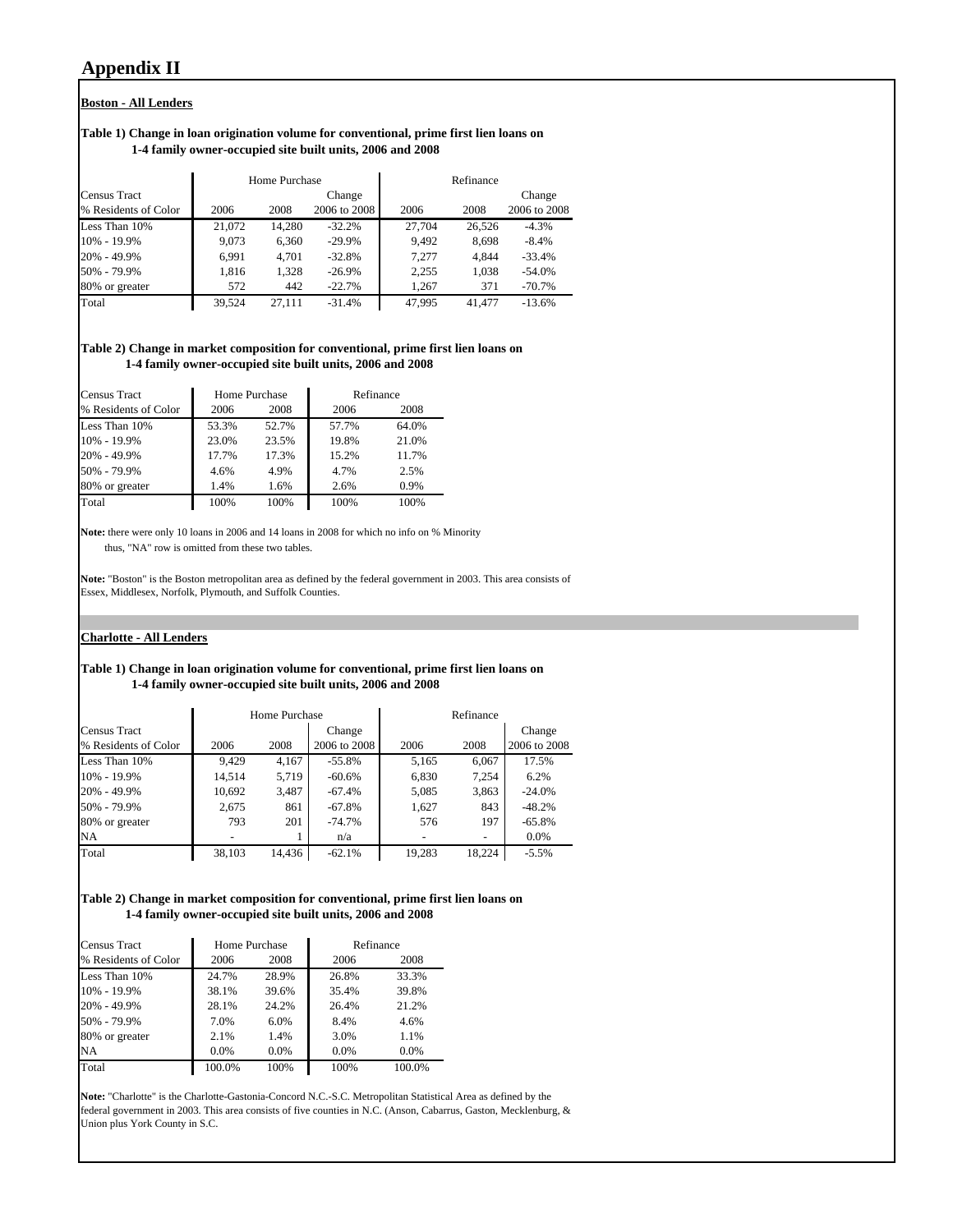# Appendix II

**Boston - All Lenders**

**Table 1) Change in loan origination volume for conventional, prime first lien loans on 1-4 family owner-occupied site built units, 2006 and 2008**

| | Home Purchase | | | Refinance | | |
|---|---|---|---|---|---|---|
| Census Tract | | | Change | | | Change |
| % Residents of Color | 2006 | 2008 | 2006 to 2008 | 2006 | 2008 | 2006 to 2008 |
| Less Than 10% | 21,072 | 14,280 | -32.2% | 27,704 | 26,526 | -4.3% |
| 10% - 19.9% | 9,073 | 6,360 | -29.9% | 9,492 | 8,698 | -8.4% |
| 20% - 49.9% | 6,991 | 4,701 | -32.8% | 7,277 | 4,844 | -33.4% |
| 50% - 79.9% | 1,816 | 1,328 | -26.9% | 2,255 | 1,038 | -54.0% |
| 80% or greater | 572 | 442 | -22.7% | 1,267 | 371 | -70.7% |
| Total | 39,524 | 27,111 | -31.4% | 47,995 | 41,477 | -13.6% |

**Table 2) Change in market composition for conventional, prime first lien loans on 1-4 family owner-occupied site built units, 2006 and 2008**

| Census Tract | Home Purchase | | Refinance | |
|---|---|---|---|---|
| % Residents of Color | 2006 | 2008 | 2006 | 2008 |
| Less Than 10% | 53.3% | 52.7% | 57.7% | 64.0% |
| 10% - 19.9% | 23.0% | 23.5% | 19.8% | 21.0% |
| 20% - 49.9% | 17.7% | 17.3% | 15.2% | 11.7% |
| 50% - 79.9% | 4.6% | 4.9% | 4.7% | 2.5% |
| 80% or greater | 1.4% | 1.6% | 2.6% | 0.9% |
| Total | 100% | 100% | 100% | 100% |

**Note:** there were only 10 loans in 2006 and 14 loans in 2008 for which no info on % Minority thus, "NA" row is omitted from these two tables.

**Note:** "Boston" is the Boston metropolitan area as defined by the federal government in 2003. This area consists of Essex, Middlesex, Norfolk, Plymouth, and Suffolk Counties.

**Charlotte - All Lenders**

**Table 1) Change in loan origination volume for conventional, prime first lien loans on 1-4 family owner-occupied site built units, 2006 and 2008**

| | Home Purchase | | | Refinance | | |
|---|---|---|---|---|---|---|
| Census Tract | | | Change | | | Change |
| % Residents of Color | 2006 | 2008 | 2006 to 2008 | 2006 | 2008 | 2006 to 2008 |
| Less Than 10% | 9,429 | 4,167 | -55.8% | 5,165 | 6,067 | 17.5% |
| 10% - 19.9% | 14,514 | 5,719 | -60.6% | 6,830 | 7,254 | 6.2% |
| 20% - 49.9% | 10,692 | 3,487 | -67.4% | 5,085 | 3,863 | -24.0% |
| 50% - 79.9% | 2,675 | 861 | -67.8% | 1,627 | 843 | -48.2% |
| 80% or greater | 793 | 201 | -74.7% | 576 | 197 | -65.8% |
| NA | - | 1 | n/a | - | - | 0.0% |
| Total | 38,103 | 14,436 | -62.1% | 19,283 | 18,224 | -5.5% |

**Table 2) Change in market composition for conventional, prime first lien loans on 1-4 family owner-occupied site built units, 2006 and 2008**

| Census Tract | Home Purchase | | Refinance | |
|---|---|---|---|---|
| % Residents of Color | 2006 | 2008 | 2006 | 2008 |
| Less Than 10% | 24.7% | 28.9% | 26.8% | 33.3% |
| 10% - 19.9% | 38.1% | 39.6% | 35.4% | 39.8% |
| 20% - 49.9% | 28.1% | 24.2% | 26.4% | 21.2% |
| 50% - 79.9% | 7.0% | 6.0% | 8.4% | 4.6% |
| 80% or greater | 2.1% | 1.4% | 3.0% | 1.1% |
| NA | 0.0% | 0.0% | 0.0% | 0.0% |
| Total | 100.0% | 100% | 100% | 100.0% |

**Note:** "Charlotte" is the Charlotte-Gastonia-Concord N.C.-S.C. Metropolitan Statistical Area as defined by the federal government in 2003. This area consists of five counties in N.C. (Anson, Cabarrus, Gaston, Mecklenburg, & Union plus York County in S.C.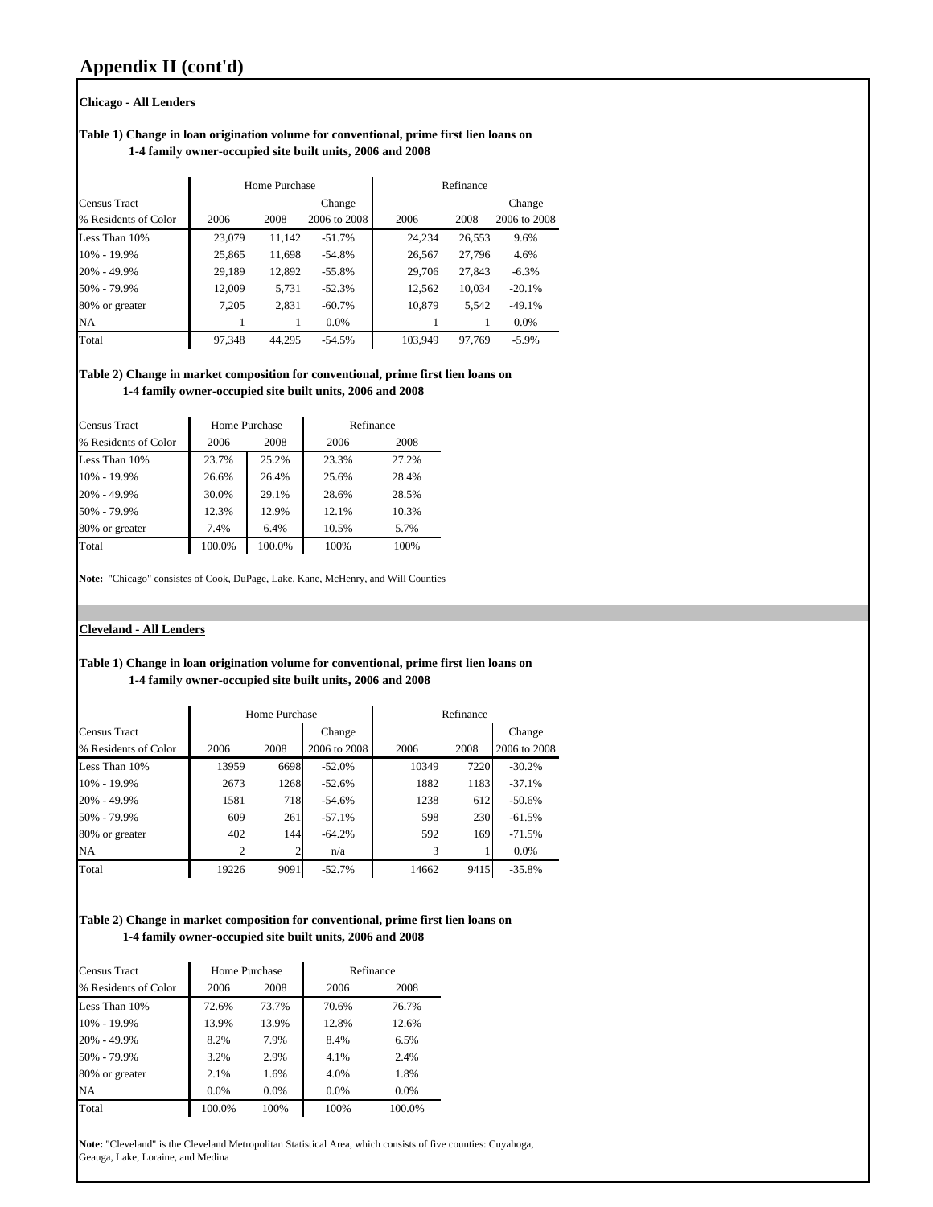# Appendix II (cont'd)

## Chicago - All Lenders

**Table 1) Change in loan origination volume for conventional, prime first lien loans on 1-4 family owner-occupied site built units, 2006 and 2008**

| Census Tract % Residents of Color | Home Purchase 2006 | Home Purchase 2008 | Home Purchase Change 2006 to 2008 | Refinance 2006 | Refinance 2008 | Refinance Change 2006 to 2008 |
|---|---|---|---|---|---|---|
| Less Than 10% | 23,079 | 11,142 | -51.7% | 24,234 | 26,553 | 9.6% |
| 10% - 19.9% | 25,865 | 11,698 | -54.8% | 26,567 | 27,796 | 4.6% |
| 20% - 49.9% | 29,189 | 12,892 | -55.8% | 29,706 | 27,843 | -6.3% |
| 50% - 79.9% | 12,009 | 5,731 | -52.3% | 12,562 | 10,034 | -20.1% |
| 80% or greater | 7,205 | 2,831 | -60.7% | 10,879 | 5,542 | -49.1% |
| NA | 1 | 1 | 0.0% | 1 | 1 | 0.0% |
| Total | 97,348 | 44,295 | -54.5% | 103,949 | 97,769 | -5.9% |

**Table 2) Change in market composition for conventional, prime first lien loans on 1-4 family owner-occupied site built units, 2006 and 2008**

| Census Tract % Residents of Color | Home Purchase 2006 | Home Purchase 2008 | Refinance 2006 | Refinance 2008 |
|---|---|---|---|---|
| Less Than 10% | 23.7% | 25.2% | 23.3% | 27.2% |
| 10% - 19.9% | 26.6% | 26.4% | 25.6% | 28.4% |
| 20% - 49.9% | 30.0% | 29.1% | 28.6% | 28.5% |
| 50% - 79.9% | 12.3% | 12.9% | 12.1% | 10.3% |
| 80% or greater | 7.4% | 6.4% | 10.5% | 5.7% |
| Total | 100.0% | 100.0% | 100% | 100% |

**Note:** "Chicago" consistes of Cook, DuPage, Lake, Kane, McHenry, and Will Counties

## Cleveland - All Lenders

**Table 1) Change in loan origination volume for conventional, prime first lien loans on 1-4 family owner-occupied site built units, 2006 and 2008**

| Census Tract % Residents of Color | Home Purchase 2006 | Home Purchase 2008 | Home Purchase Change 2006 to 2008 | Refinance 2006 | Refinance 2008 | Refinance Change 2006 to 2008 |
|---|---|---|---|---|---|---|
| Less Than 10% | 13959 | 6698 | -52.0% | 10349 | 7220 | -30.2% |
| 10% - 19.9% | 2673 | 1268 | -52.6% | 1882 | 1183 | -37.1% |
| 20% - 49.9% | 1581 | 718 | -54.6% | 1238 | 612 | -50.6% |
| 50% - 79.9% | 609 | 261 | -57.1% | 598 | 230 | -61.5% |
| 80% or greater | 402 | 144 | -64.2% | 592 | 169 | -71.5% |
| NA | 2 | 2 | n/a | 3 | 1 | 0.0% |
| Total | 19226 | 9091 | -52.7% | 14662 | 9415 | -35.8% |

**Table 2) Change in market composition for conventional, prime first lien loans on 1-4 family owner-occupied site built units, 2006 and 2008**

| Census Tract % Residents of Color | Home Purchase 2006 | Home Purchase 2008 | Refinance 2006 | Refinance 2008 |
|---|---|---|---|---|
| Less Than 10% | 72.6% | 73.7% | 70.6% | 76.7% |
| 10% - 19.9% | 13.9% | 13.9% | 12.8% | 12.6% |
| 20% - 49.9% | 8.2% | 7.9% | 8.4% | 6.5% |
| 50% - 79.9% | 3.2% | 2.9% | 4.1% | 2.4% |
| 80% or greater | 2.1% | 1.6% | 4.0% | 1.8% |
| NA | 0.0% | 0.0% | 0.0% | 0.0% |
| Total | 100.0% | 100% | 100% | 100.0% |

**Note:** "Cleveland" is the Cleveland Metropolitan Statistical Area, which consists of five counties: Cuyahoga, Geauga, Lake, Loraine, and Medina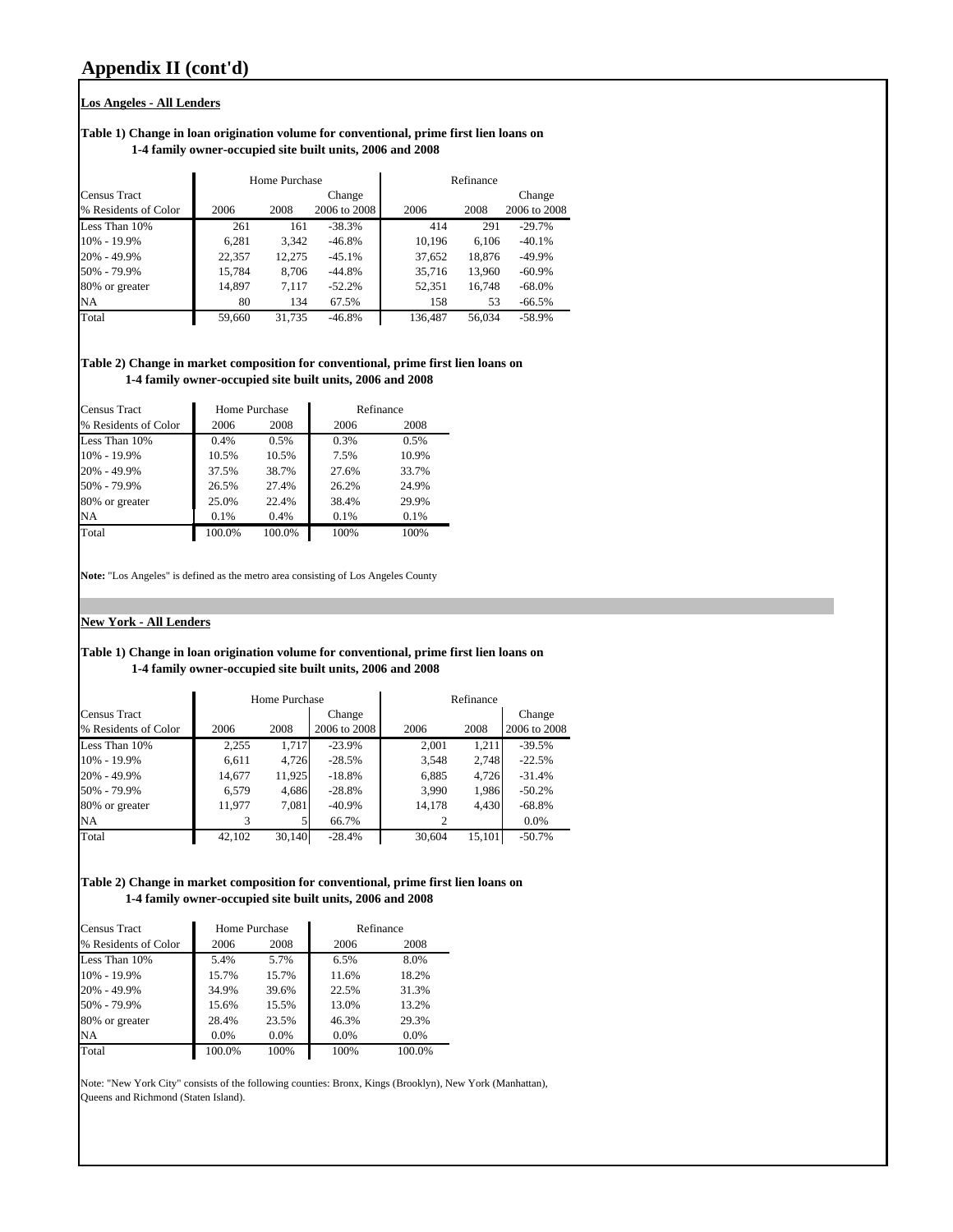# Appendix II (cont'd)

**Los Angeles - All Lenders**

**Table 1) Change in loan origination volume for conventional, prime first lien loans on 1-4 family owner-occupied site built units, 2006 and 2008**

| Census Tract | Home Purchase | | | Refinance | | |
|---|---|---|---|---|---|---|
| % Residents of Color | 2006 | 2008 | Change 2006 to 2008 | 2006 | 2008 | Change 2006 to 2008 |
| Less Than 10% | 261 | 161 | -38.3% | 414 | 291 | -29.7% |
| 10% - 19.9% | 6,281 | 3,342 | -46.8% | 10,196 | 6,106 | -40.1% |
| 20% - 49.9% | 22,357 | 12,275 | -45.1% | 37,652 | 18,876 | -49.9% |
| 50% - 79.9% | 15,784 | 8,706 | -44.8% | 35,716 | 13,960 | -60.9% |
| 80% or greater | 14,897 | 7,117 | -52.2% | 52,351 | 16,748 | -68.0% |
| NA | 80 | 134 | 67.5% | 158 | 53 | -66.5% |
| Total | 59,660 | 31,735 | -46.8% | 136,487 | 56,034 | -58.9% |

**Table 2) Change in market composition for conventional, prime first lien loans on 1-4 family owner-occupied site built units, 2006 and 2008**

| Census Tract | Home Purchase | | Refinance | |
|---|---|---|---|---|
| % Residents of Color | 2006 | 2008 | 2006 | 2008 |
| Less Than 10% | 0.4% | 0.5% | 0.3% | 0.5% |
| 10% - 19.9% | 10.5% | 10.5% | 7.5% | 10.9% |
| 20% - 49.9% | 37.5% | 38.7% | 27.6% | 33.7% |
| 50% - 79.9% | 26.5% | 27.4% | 26.2% | 24.9% |
| 80% or greater | 25.0% | 22.4% | 38.4% | 29.9% |
| NA | 0.1% | 0.4% | 0.1% | 0.1% |
| Total | 100.0% | 100.0% | 100% | 100% |

**Note:** "Los Angeles" is defined as the metro area consisting of Los Angeles County

**New York - All Lenders**

**Table 1) Change in loan origination volume for conventional, prime first lien loans on 1-4 family owner-occupied site built units, 2006 and 2008**

| Census Tract | Home Purchase | | | Refinance | | |
|---|---|---|---|---|---|---|
| % Residents of Color | 2006 | 2008 | Change 2006 to 2008 | 2006 | 2008 | Change 2006 to 2008 |
| Less Than 10% | 2,255 | 1,717 | -23.9% | 2,001 | 1,211 | -39.5% |
| 10% - 19.9% | 6,611 | 4,726 | -28.5% | 3,548 | 2,748 | -22.5% |
| 20% - 49.9% | 14,677 | 11,925 | -18.8% | 6,885 | 4,726 | -31.4% |
| 50% - 79.9% | 6,579 | 4,686 | -28.8% | 3,990 | 1,986 | -50.2% |
| 80% or greater | 11,977 | 7,081 | -40.9% | 14,178 | 4,430 | -68.8% |
| NA | 3 | 5 | 66.7% | 2 | | 0.0% |
| Total | 42,102 | 30,140 | -28.4% | 30,604 | 15,101 | -50.7% |

**Table 2) Change in market composition for conventional, prime first lien loans on 1-4 family owner-occupied site built units, 2006 and 2008**

| Census Tract | Home Purchase | | Refinance | |
|---|---|---|---|---|
| % Residents of Color | 2006 | 2008 | 2006 | 2008 |
| Less Than 10% | 5.4% | 5.7% | 6.5% | 8.0% |
| 10% - 19.9% | 15.7% | 15.7% | 11.6% | 18.2% |
| 20% - 49.9% | 34.9% | 39.6% | 22.5% | 31.3% |
| 50% - 79.9% | 15.6% | 15.5% | 13.0% | 13.2% |
| 80% or greater | 28.4% | 23.5% | 46.3% | 29.3% |
| NA | 0.0% | 0.0% | 0.0% | 0.0% |
| Total | 100.0% | 100% | 100% | 100.0% |

Note: "New York City" consists of the following counties: Bronx, Kings (Brooklyn), New York (Manhattan), Queens and Richmond (Staten Island).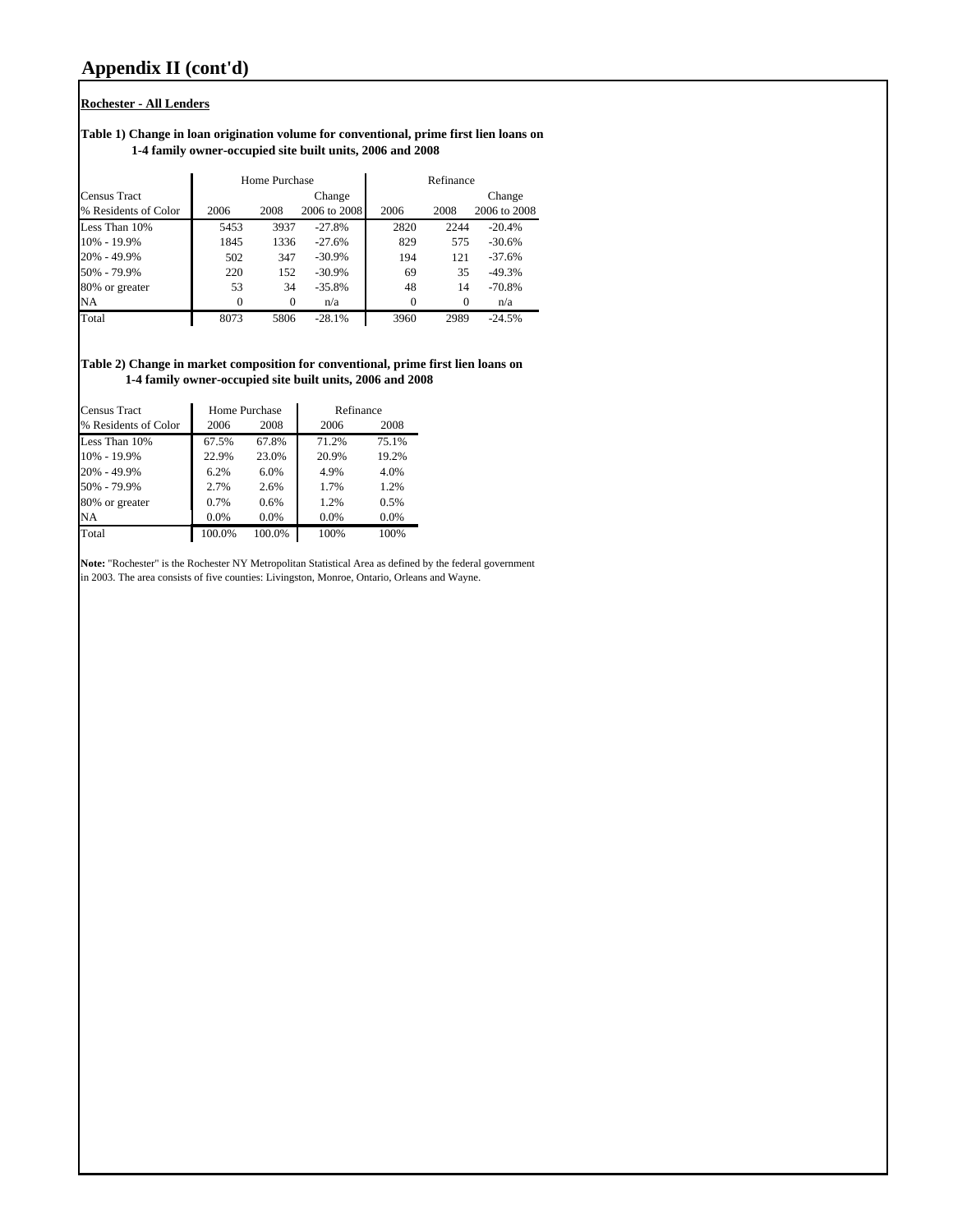# Appendix II (cont'd)

**Rochester - All Lenders**

**Table 1) Change in loan origination volume for conventional, prime first lien loans on 1-4 family owner-occupied site built units, 2006 and 2008**

| Census Tract | Home Purchase | | | Refinance | | |
|---|---|---|---|---|---|---|
| % Residents of Color | 2006 | 2008 | Change 2006 to 2008 | 2006 | 2008 | Change 2006 to 2008 |
| Less Than 10% | 5453 | 3937 | -27.8% | 2820 | 2244 | -20.4% |
| 10% - 19.9% | 1845 | 1336 | -27.6% | 829 | 575 | -30.6% |
| 20% - 49.9% | 502 | 347 | -30.9% | 194 | 121 | -37.6% |
| 50% - 79.9% | 220 | 152 | -30.9% | 69 | 35 | -49.3% |
| 80% or greater | 53 | 34 | -35.8% | 48 | 14 | -70.8% |
| NA | 0 | 0 | n/a | 0 | 0 | n/a |
| Total | 8073 | 5806 | -28.1% | 3960 | 2989 | -24.5% |

**Table 2) Change in market composition for conventional, prime first lien loans on 1-4 family owner-occupied site built units, 2006 and 2008**

| Census Tract | Home Purchase | | Refinance | |
|---|---|---|---|---|
| % Residents of Color | 2006 | 2008 | 2006 | 2008 |
| Less Than 10% | 67.5% | 67.8% | 71.2% | 75.1% |
| 10% - 19.9% | 22.9% | 23.0% | 20.9% | 19.2% |
| 20% - 49.9% | 6.2% | 6.0% | 4.9% | 4.0% |
| 50% - 79.9% | 2.7% | 2.6% | 1.7% | 1.2% |
| 80% or greater | 0.7% | 0.6% | 1.2% | 0.5% |
| NA | 0.0% | 0.0% | 0.0% | 0.0% |
| Total | 100.0% | 100.0% | 100% | 100% |

**Note:** "Rochester" is the Rochester NY Metropolitan Statistical Area as defined by the federal government in 2003. The area consists of five counties: Livingston, Monroe, Ontario, Orleans and Wayne.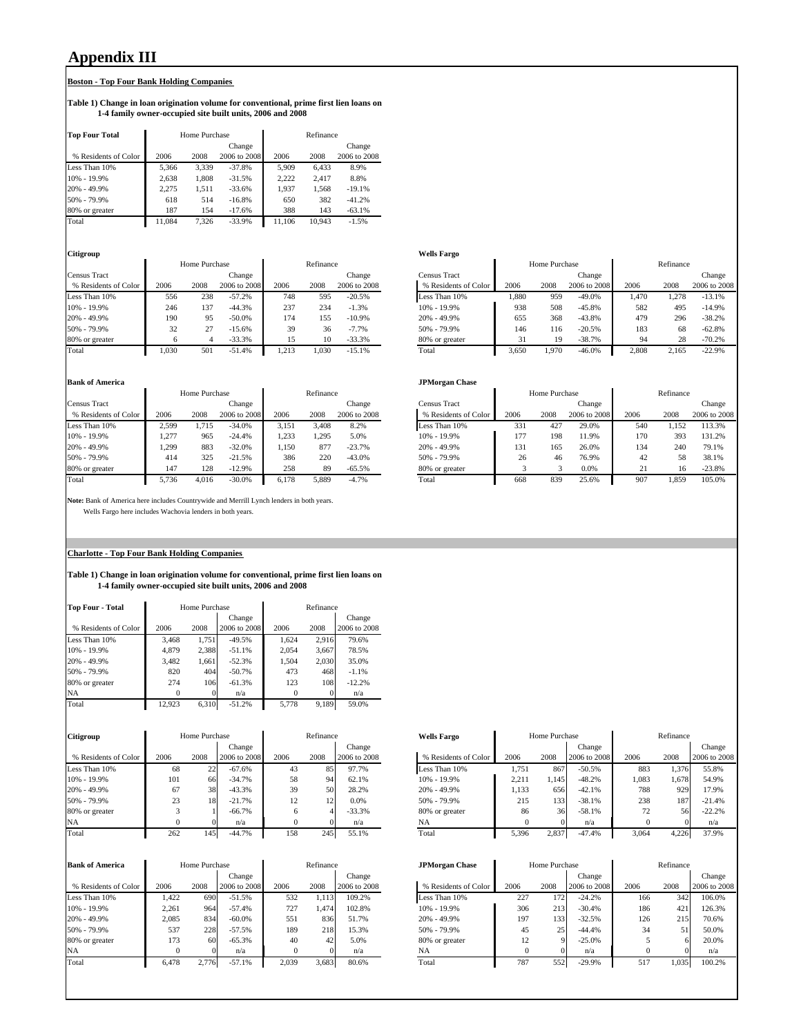# Appendix III

**Boston - Top Four Bank Holding Companies**

**Table 1) Change in loan origination volume for conventional, prime first lien loans on 1-4 family owner-occupied site built units, 2006 and 2008**

| Top Four Total | Home Purchase | | | Refinance | | |
|---|---|---|---|---|---|---|
| % Residents of Color | 2006 | 2008 | Change 2006 to 2008 | 2006 | 2008 | Change 2006 to 2008 |
| Less Than 10% | 5,366 | 3,339 | -37.8% | 5,909 | 6,433 | 8.9% |
| 10% - 19.9% | 2,638 | 1,808 | -31.5% | 2,222 | 2,417 | 8.8% |
| 20% - 49.9% | 2,275 | 1,511 | -33.6% | 1,937 | 1,568 | -19.1% |
| 50% - 79.9% | 618 | 514 | -16.8% | 650 | 382 | -41.2% |
| 80% or greater | 187 | 154 | -17.6% | 388 | 143 | -63.1% |
| Total | 11,084 | 7,326 | -33.9% | 11,106 | 10,943 | -1.5% |

**Citigroup**

| Census Tract | Home Purchase | | | Refinance | | |
|---|---|---|---|---|---|---|
| % Residents of Color | 2006 | 2008 | Change 2006 to 2008 | 2006 | 2008 | Change 2006 to 2008 |
| Less Than 10% | 556 | 238 | -57.2% | 748 | 595 | -20.5% |
| 10% - 19.9% | 246 | 137 | -44.3% | 237 | 234 | -1.3% |
| 20% - 49.9% | 190 | 95 | -50.0% | 174 | 155 | -10.9% |
| 50% - 79.9% | 32 | 27 | -15.6% | 39 | 36 | -7.7% |
| 80% or greater | 6 | 4 | -33.3% | 15 | 10 | -33.3% |
| Total | 1,030 | 501 | -51.4% | 1,213 | 1,030 | -15.1% |

**Wells Fargo**

| Census Tract | Home Purchase | | | Refinance | | |
|---|---|---|---|---|---|---|
| % Residents of Color | 2006 | 2008 | Change 2006 to 2008 | 2006 | 2008 | Change 2006 to 2008 |
| Less Than 10% | 1,880 | 959 | -49.0% | 1,470 | 1,278 | -13.1% |
| 10% - 19.9% | 938 | 508 | -45.8% | 582 | 495 | -14.9% |
| 20% - 49.9% | 655 | 368 | -43.8% | 479 | 296 | -38.2% |
| 50% - 79.9% | 146 | 116 | -20.5% | 183 | 68 | -62.8% |
| 80% or greater | 31 | 19 | -38.7% | 94 | 28 | -70.2% |
| Total | 3,650 | 1,970 | -46.0% | 2,808 | 2,165 | -22.9% |

**Bank of America**

| Census Tract | Home Purchase | | | Refinance | | |
|---|---|---|---|---|---|---|
| % Residents of Color | 2006 | 2008 | Change 2006 to 2008 | 2006 | 2008 | Change 2006 to 2008 |
| Less Than 10% | 2,599 | 1,715 | -34.0% | 3,151 | 3,408 | 8.2% |
| 10% - 19.9% | 1,277 | 965 | -24.4% | 1,233 | 1,295 | 5.0% |
| 20% - 49.9% | 1,299 | 883 | -32.0% | 1,150 | 877 | -23.7% |
| 50% - 79.9% | 414 | 325 | -21.5% | 386 | 220 | -43.0% |
| 80% or greater | 147 | 128 | -12.9% | 258 | 89 | -65.5% |
| Total | 5,736 | 4,016 | -30.0% | 6,178 | 5,889 | -4.7% |

**JPMorgan Chase**

| Census Tract | Home Purchase | | | Refinance | | |
|---|---|---|---|---|---|---|
| % Residents of Color | 2006 | 2008 | Change 2006 to 2008 | 2006 | 2008 | Change 2006 to 2008 |
| Less Than 10% | 331 | 427 | 29.0% | 540 | 1,152 | 113.3% |
| 10% - 19.9% | 177 | 198 | 11.9% | 170 | 393 | 131.2% |
| 20% - 49.9% | 131 | 165 | 26.0% | 134 | 240 | 79.1% |
| 50% - 79.9% | 26 | 46 | 76.9% | 42 | 58 | 38.1% |
| 80% or greater | 3 | 3 | 0.0% | 21 | 16 | -23.8% |
| Total | 668 | 839 | 25.6% | 907 | 1,859 | 105.0% |

**Note:** Bank of America here includes Countrywide and Merrill Lynch lenders in both years.
Wells Fargo here includes Wachovia lenders in both years.

**Charlotte - Top Four Bank Holding Companies**

**Table 1) Change in loan origination volume for conventional, prime first lien loans on 1-4 family owner-occupied site built units, 2006 and 2008**

| Top Four - Total | Home Purchase | | | Refinance | | |
|---|---|---|---|---|---|---|
| % Residents of Color | 2006 | 2008 | Change 2006 to 2008 | 2006 | 2008 | Change 2006 to 2008 |
| Less Than 10% | 3,468 | 1,751 | -49.5% | 1,624 | 2,916 | 79.6% |
| 10% - 19.9% | 4,879 | 2,388 | -51.1% | 2,054 | 3,667 | 78.5% |
| 20% - 49.9% | 3,482 | 1,661 | -52.3% | 1,504 | 2,030 | 35.0% |
| 50% - 79.9% | 820 | 404 | -50.7% | 473 | 468 | -1.1% |
| 80% or greater | 274 | 106 | -61.3% | 123 | 108 | -12.2% |
| NA | 0 | 0 | n/a | 0 | 0 | n/a |
| Total | 12,923 | 6,310 | -51.2% | 5,778 | 9,189 | 59.0% |

**Citigroup**

| | Home Purchase | | | Refinance | | |
|---|---|---|---|---|---|---|
| % Residents of Color | 2006 | 2008 | Change 2006 to 2008 | 2006 | 2008 | Change 2006 to 2008 |
| Less Than 10% | 68 | 22 | -67.6% | 43 | 85 | 97.7% |
| 10% - 19.9% | 101 | 66 | -34.7% | 58 | 94 | 62.1% |
| 20% - 49.9% | 67 | 38 | -43.3% | 39 | 50 | 28.2% |
| 50% - 79.9% | 23 | 18 | -21.7% | 12 | 12 | 0.0% |
| 80% or greater | 3 | 1 | -66.7% | 6 | 4 | -33.3% |
| NA | 0 | 0 | n/a | 0 | 0 | n/a |
| Total | 262 | 145 | -44.7% | 158 | 245 | 55.1% |

**Wells Fargo**

| | Home Purchase | | | Refinance | | |
|---|---|---|---|---|---|---|
| % Residents of Color | 2006 | 2008 | Change 2006 to 2008 | 2006 | 2008 | Change 2006 to 2008 |
| Less Than 10% | 1,751 | 867 | -50.5% | 883 | 1,376 | 55.8% |
| 10% - 19.9% | 2,211 | 1,145 | -48.2% | 1,083 | 1,678 | 54.9% |
| 20% - 49.9% | 1,133 | 656 | -42.1% | 788 | 929 | 17.9% |
| 50% - 79.9% | 215 | 133 | -38.1% | 238 | 187 | -21.4% |
| 80% or greater | 86 | 36 | -58.1% | 72 | 56 | -22.2% |
| NA | 0 | 0 | n/a | 0 | 0 | n/a |
| Total | 5,396 | 2,837 | -47.4% | 3,064 | 4,226 | 37.9% |

**Bank of America**

| | Home Purchase | | | Refinance | | |
|---|---|---|---|---|---|---|
| % Residents of Color | 2006 | 2008 | Change 2006 to 2008 | 2006 | 2008 | Change 2006 to 2008 |
| Less Than 10% | 1,422 | 690 | -51.5% | 532 | 1,113 | 109.2% |
| 10% - 19.9% | 2,261 | 964 | -57.4% | 727 | 1,474 | 102.8% |
| 20% - 49.9% | 2,085 | 834 | -60.0% | 551 | 836 | 51.7% |
| 50% - 79.9% | 537 | 228 | -57.5% | 189 | 218 | 15.3% |
| 80% or greater | 173 | 60 | -65.3% | 40 | 42 | 5.0% |
| NA | 0 | 0 | n/a | 0 | 0 | n/a |
| Total | 6,478 | 2,776 | -57.1% | 2,039 | 3,683 | 80.6% |

**JPMorgan Chase**

| | Home Purchase | | | Refinance | | |
|---|---|---|---|---|---|---|
| % Residents of Color | 2006 | 2008 | Change 2006 to 2008 | 2006 | 2008 | Change 2006 to 2008 |
| Less Than 10% | 227 | 172 | -24.2% | 166 | 342 | 106.0% |
| 10% - 19.9% | 306 | 213 | -30.4% | 186 | 421 | 126.3% |
| 20% - 49.9% | 197 | 133 | -32.5% | 126 | 215 | 70.6% |
| 50% - 79.9% | 45 | 25 | -44.4% | 34 | 51 | 50.0% |
| 80% or greater | 12 | 9 | -25.0% | 5 | 6 | 20.0% |
| NA | 0 | 0 | n/a | 0 | 0 | n/a |
| Total | 787 | 552 | -29.9% | 517 | 1,035 | 100.2% |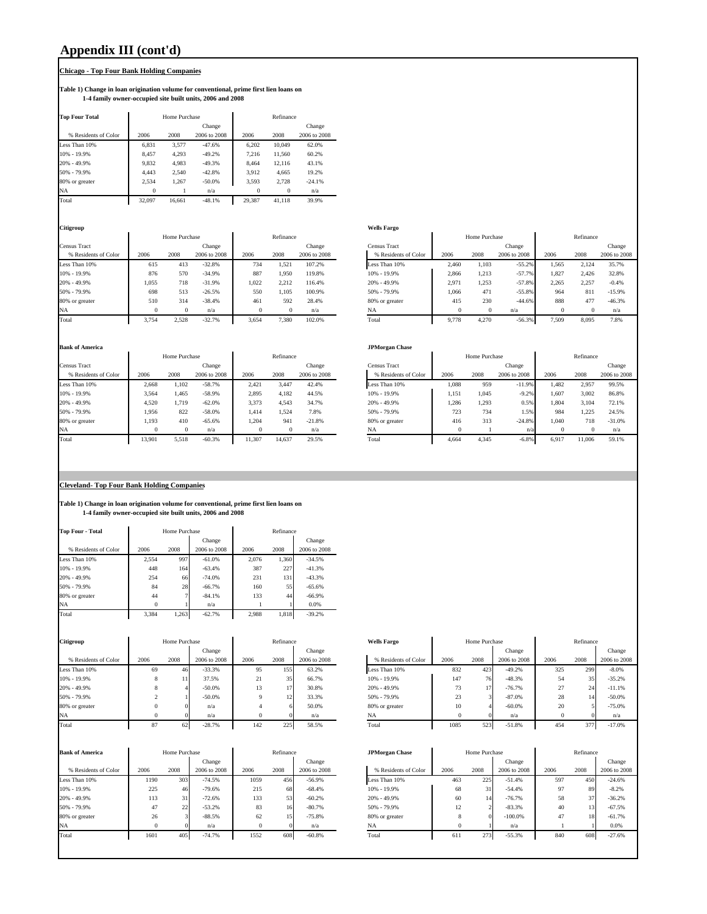# Appendix III (cont'd)

## Chicago - Top Four Bank Holding Companies

**Table 1) Change in loan origination volume for conventional, prime first lien loans on 1-4 family owner-occupied site built units, 2006 and 2008**

**Top Four Total**

| | Home Purchase | | | Refinance | | |
|---|---|---|---|---|---|---|
| % Residents of Color | 2006 | 2008 | Change 2006 to 2008 | 2006 | 2008 | Change 2006 to 2008 |
| Less Than 10% | 6,831 | 3,577 | -47.6% | 6,202 | 10,049 | 62.0% |
| 10% - 19.9% | 8,457 | 4,293 | -49.2% | 7,216 | 11,560 | 60.2% |
| 20% - 49.9% | 9,832 | 4,983 | -49.3% | 8,464 | 12,116 | 43.1% |
| 50% - 79.9% | 4,443 | 2,540 | -42.8% | 3,912 | 4,665 | 19.2% |
| 80% or greater | 2,534 | 1,267 | -50.0% | 3,593 | 2,728 | -24.1% |
| NA | 0 | 1 | n/a | 0 | 0 | n/a |
| Total | 32,097 | 16,661 | -48.1% | 29,387 | 41,118 | 39.9% |

**Citigroup**

| Census Tract | Home Purchase | | | Refinance | | |
|---|---|---|---|---|---|---|
| % Residents of Color | 2006 | 2008 | Change 2006 to 2008 | 2006 | 2008 | Change 2006 to 2008 |
| Less Than 10% | 615 | 413 | -32.8% | 734 | 1,521 | 107.2% |
| 10% - 19.9% | 876 | 570 | -34.9% | 887 | 1,950 | 119.8% |
| 20% - 49.9% | 1,055 | 718 | -31.9% | 1,022 | 2,212 | 116.4% |
| 50% - 79.9% | 698 | 513 | -26.5% | 550 | 1,105 | 100.9% |
| 80% or greater | 510 | 314 | -38.4% | 461 | 592 | 28.4% |
| NA | 0 | 0 | n/a | 0 | 0 | n/a |
| Total | 3,754 | 2,528 | -32.7% | 3,654 | 7,380 | 102.0% |

**Wells Fargo**

| Census Tract | Home Purchase | | | Refinance | | |
|---|---|---|---|---|---|---|
| % Residents of Color | 2006 | 2008 | Change 2006 to 2008 | 2006 | 2008 | Change 2006 to 2008 |
| Less Than 10% | 2,460 | 1,103 | -55.2% | 1,565 | 2,124 | 35.7% |
| 10% - 19.9% | 2,866 | 1,213 | -57.7% | 1,827 | 2,426 | 32.8% |
| 20% - 49.9% | 2,971 | 1,253 | -57.8% | 2,265 | 2,257 | -0.4% |
| 50% - 79.9% | 1,066 | 471 | -55.8% | 964 | 811 | -15.9% |
| 80% or greater | 415 | 230 | -44.6% | 888 | 477 | -46.3% |
| NA | 0 | 0 | n/a | 0 | 0 | n/a |
| Total | 9,778 | 4,270 | -56.3% | 7,509 | 8,095 | 7.8% |

**Bank of America**

| Census Tract | Home Purchase | | | Refinance | | |
|---|---|---|---|---|---|---|
| % Residents of Color | 2006 | 2008 | Change 2006 to 2008 | 2006 | 2008 | Change 2006 to 2008 |
| Less Than 10% | 2,668 | 1,102 | -58.7% | 2,421 | 3,447 | 42.4% |
| 10% - 19.9% | 3,564 | 1,465 | -58.9% | 2,895 | 4,182 | 44.5% |
| 20% - 49.9% | 4,520 | 1,719 | -62.0% | 3,373 | 4,543 | 34.7% |
| 50% - 79.9% | 1,956 | 822 | -58.0% | 1,414 | 1,524 | 7.8% |
| 80% or greater | 1,193 | 410 | -65.6% | 1,204 | 941 | -21.8% |
| NA | 0 | 0 | n/a | 0 | 0 | n/a |
| Total | 13,901 | 5,518 | -60.3% | 11,307 | 14,637 | 29.5% |

**JPMorgan Chase**

| Census Tract | Home Purchase | | | Refinance | | |
|---|---|---|---|---|---|---|
| % Residents of Color | 2006 | 2008 | Change 2006 to 2008 | 2006 | 2008 | Change 2006 to 2008 |
| Less Than 10% | 1,088 | 959 | -11.9% | 1,482 | 2,957 | 99.5% |
| 10% - 19.9% | 1,151 | 1,045 | -9.2% | 1,607 | 3,002 | 86.8% |
| 20% - 49.9% | 1,286 | 1,293 | 0.5% | 1,804 | 3,104 | 72.1% |
| 50% - 79.9% | 723 | 734 | 1.5% | 984 | 1,225 | 24.5% |
| 80% or greater | 416 | 313 | -24.8% | 1,040 | 718 | -31.0% |
| NA | 0 | 1 | n/a | 0 | 0 | n/a |
| Total | 4,664 | 4,345 | -6.8% | 6,917 | 11,006 | 59.1% |

## Cleveland- Top Four Bank Holding Companies

**Table 1) Change in loan origination volume for conventional, prime first lien loans on 1-4 family owner-occupied site built units, 2006 and 2008**

**Top Four - Total**

| | Home Purchase | | | Refinance | | |
|---|---|---|---|---|---|---|
| % Residents of Color | 2006 | 2008 | Change 2006 to 2008 | 2006 | 2008 | Change 2006 to 2008 |
| Less Than 10% | 2,554 | 997 | -61.0% | 2,076 | 1,360 | -34.5% |
| 10% - 19.9% | 448 | 164 | -63.4% | 387 | 227 | -41.3% |
| 20% - 49.9% | 254 | 66 | -74.0% | 231 | 131 | -43.3% |
| 50% - 79.9% | 84 | 28 | -66.7% | 160 | 55 | -65.6% |
| 80% or greater | 44 | 7 | -84.1% | 133 | 44 | -66.9% |
| NA | 0 | 1 | n/a | 1 | 1 | 0.0% |
| Total | 3,384 | 1,263 | -62.7% | 2,988 | 1,818 | -39.2% |

**Citigroup**

| | Home Purchase | | | Refinance | | |
|---|---|---|---|---|---|---|
| % Residents of Color | 2006 | 2008 | Change 2006 to 2008 | 2006 | 2008 | Change 2006 to 2008 |
| Less Than 10% | 69 | 46 | -33.3% | 95 | 155 | 63.2% |
| 10% - 19.9% | 8 | 11 | 37.5% | 21 | 35 | 66.7% |
| 20% - 49.9% | 8 | 4 | -50.0% | 13 | 17 | 30.8% |
| 50% - 79.9% | 2 | 1 | -50.0% | 9 | 12 | 33.3% |
| 80% or greater | 0 | 0 | n/a | 4 | 6 | 50.0% |
| NA | 0 | 0 | n/a | 0 | 0 | n/a |
| Total | 87 | 62 | -28.7% | 142 | 225 | 58.5% |

**Wells Fargo**

| | Home Purchase | | | Refinance | | |
|---|---|---|---|---|---|---|
| % Residents of Color | 2006 | 2008 | Change 2006 to 2008 | 2006 | 2008 | Change 2006 to 2008 |
| Less Than 10% | 832 | 423 | -49.2% | 325 | 299 | -8.0% |
| 10% - 19.9% | 147 | 76 | -48.3% | 54 | 35 | -35.2% |
| 20% - 49.9% | 73 | 17 | -76.7% | 27 | 24 | -11.1% |
| 50% - 79.9% | 23 | 3 | -87.0% | 28 | 14 | -50.0% |
| 80% or greater | 10 | 4 | -60.0% | 20 | 5 | -75.0% |
| NA | 0 | 0 | n/a | 0 | 0 | n/a |
| Total | 1085 | 523 | -51.8% | 454 | 377 | -17.0% |

**Bank of America**

| | Home Purchase | | | Refinance | | |
|---|---|---|---|---|---|---|
| % Residents of Color | 2006 | 2008 | Change 2006 to 2008 | 2006 | 2008 | Change 2006 to 2008 |
| Less Than 10% | 1190 | 303 | -74.5% | 1059 | 456 | -56.9% |
| 10% - 19.9% | 225 | 46 | -79.6% | 215 | 68 | -68.4% |
| 20% - 49.9% | 113 | 31 | -72.6% | 133 | 53 | -60.2% |
| 50% - 79.9% | 47 | 22 | -53.2% | 83 | 16 | -80.7% |
| 80% or greater | 26 | 3 | -88.5% | 62 | 15 | -75.8% |
| NA | 0 | 0 | n/a | 0 | 0 | n/a |
| Total | 1601 | 405 | -74.7% | 1552 | 608 | -60.8% |

**JPMorgan Chase**

| | Home Purchase | | | Refinance | | |
|---|---|---|---|---|---|---|
| % Residents of Color | 2006 | 2008 | Change 2006 to 2008 | 2006 | 2008 | Change 2006 to 2008 |
| Less Than 10% | 463 | 225 | -51.4% | 597 | 450 | -24.6% |
| 10% - 19.9% | 68 | 31 | -54.4% | 97 | 89 | -8.2% |
| 20% - 49.9% | 60 | 14 | -76.7% | 58 | 37 | -36.2% |
| 50% - 79.9% | 12 | 2 | -83.3% | 40 | 13 | -67.5% |
| 80% or greater | 8 | 0 | -100.0% | 47 | 18 | -61.7% |
| NA | 0 | 1 | n/a | 1 | 1 | 0.0% |
| Total | 611 | 273 | -55.3% | 840 | 608 | -27.6% |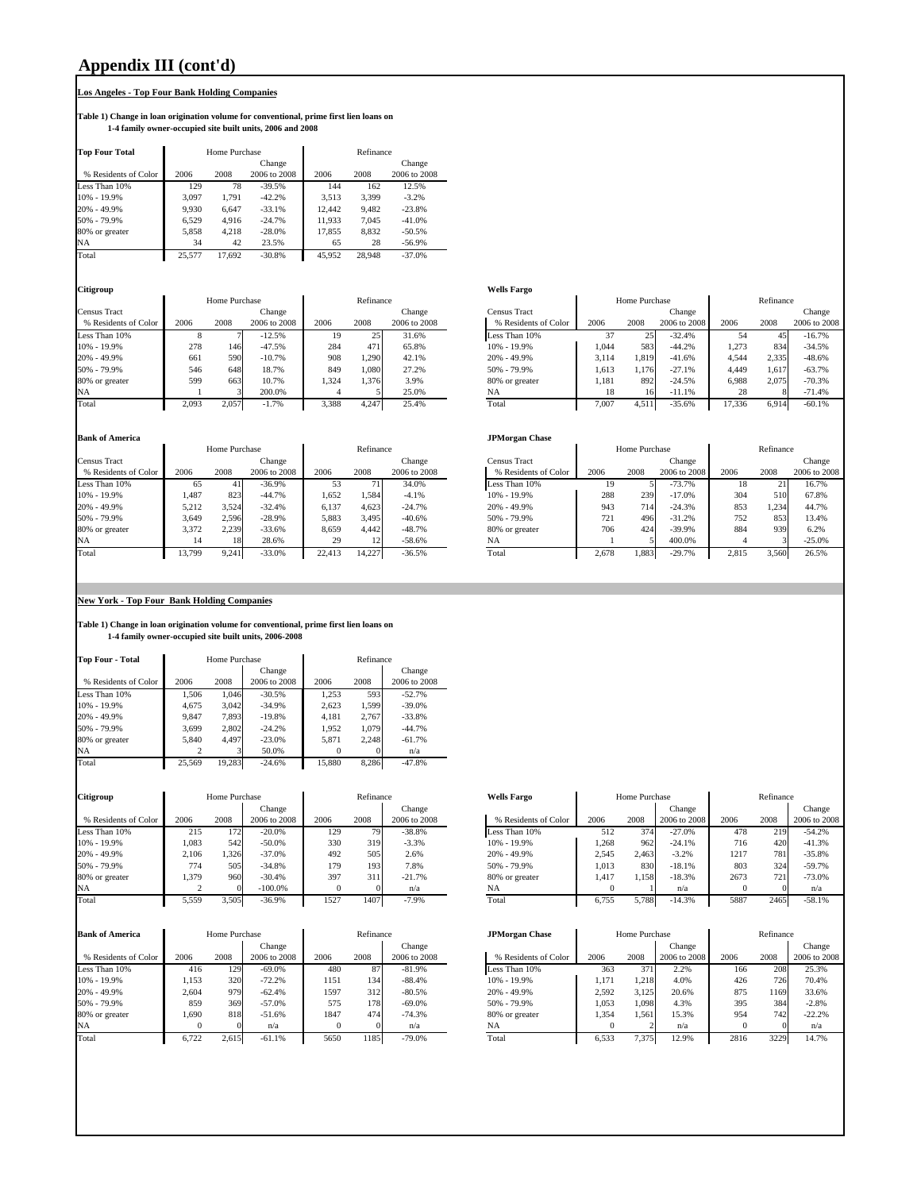# Appendix III (cont'd)

## Los Angeles - Top Four Bank Holding Companies

**Table 1) Change in loan origination volume for conventional, prime first lien loans on 1-4 family owner-occupied site built units, 2006 and 2008**

**Top Four Total**

| % Residents of Color | Home Purchase 2006 | Home Purchase 2008 | Home Purchase Change 2006 to 2008 | Refinance 2006 | Refinance 2008 | Refinance Change 2006 to 2008 |
|---|---|---|---|---|---|---|
| Less Than 10% | 129 | 78 | -39.5% | 144 | 162 | 12.5% |
| 10% - 19.9% | 3,097 | 1,791 | -42.2% | 3,513 | 3,399 | -3.2% |
| 20% - 49.9% | 9,930 | 6,647 | -33.1% | 12,442 | 9,482 | -23.8% |
| 50% - 79.9% | 6,529 | 4,916 | -24.7% | 11,933 | 7,045 | -41.0% |
| 80% or greater | 5,858 | 4,218 | -28.0% | 17,855 | 8,832 | -50.5% |
| NA | 34 | 42 | 23.5% | 65 | 28 | -56.9% |
| Total | 25,577 | 17,692 | -30.8% | 45,952 | 28,948 | -37.0% |

**Citigroup**

| Census Tract % Residents of Color | Home Purchase 2006 | Home Purchase 2008 | Home Purchase Change 2006 to 2008 | Refinance 2006 | Refinance 2008 | Refinance Change 2006 to 2008 |
|---|---|---|---|---|---|---|
| Less Than 10% | 8 | 7 | -12.5% | 19 | 25 | 31.6% |
| 10% - 19.9% | 278 | 146 | -47.5% | 284 | 471 | 65.8% |
| 20% - 49.9% | 661 | 590 | -10.7% | 908 | 1,290 | 42.1% |
| 50% - 79.9% | 546 | 648 | 18.7% | 849 | 1,080 | 27.2% |
| 80% or greater | 599 | 663 | 10.7% | 1,324 | 1,376 | 3.9% |
| NA | 1 | 3 | 200.0% | 4 | 5 | 25.0% |
| Total | 2,093 | 2,057 | -1.7% | 3,388 | 4,247 | 25.4% |

**Wells Fargo**

| Census Tract % Residents of Color | Home Purchase 2006 | Home Purchase 2008 | Home Purchase Change 2006 to 2008 | Refinance 2006 | Refinance 2008 | Refinance Change 2006 to 2008 |
|---|---|---|---|---|---|---|
| Less Than 10% | 37 | 25 | -32.4% | 54 | 45 | -16.7% |
| 10% - 19.9% | 1,044 | 583 | -44.2% | 1,273 | 834 | -34.5% |
| 20% - 49.9% | 3,114 | 1,819 | -41.6% | 4,544 | 2,335 | -48.6% |
| 50% - 79.9% | 1,613 | 1,176 | -27.1% | 4,449 | 1,617 | -63.7% |
| 80% or greater | 1,181 | 892 | -24.5% | 6,988 | 2,075 | -70.3% |
| NA | 18 | 16 | -11.1% | 28 | 8 | -71.4% |
| Total | 7,007 | 4,511 | -35.6% | 17,336 | 6,914 | -60.1% |

**Bank of America**

| Census Tract % Residents of Color | Home Purchase 2006 | Home Purchase 2008 | Home Purchase Change 2006 to 2008 | Refinance 2006 | Refinance 2008 | Refinance Change 2006 to 2008 |
|---|---|---|---|---|---|---|
| Less Than 10% | 65 | 41 | -36.9% | 53 | 71 | 34.0% |
| 10% - 19.9% | 1,487 | 823 | -44.7% | 1,652 | 1,584 | -4.1% |
| 20% - 49.9% | 5,212 | 3,524 | -32.4% | 6,137 | 4,623 | -24.7% |
| 50% - 79.9% | 3,649 | 2,596 | -28.9% | 5,883 | 3,495 | -40.6% |
| 80% or greater | 3,372 | 2,239 | -33.6% | 8,659 | 4,442 | -48.7% |
| NA | 14 | 18 | 28.6% | 29 | 12 | -58.6% |
| Total | 13,799 | 9,241 | -33.0% | 22,413 | 14,227 | -36.5% |

**JPMorgan Chase**

| Census Tract % Residents of Color | Home Purchase 2006 | Home Purchase 2008 | Home Purchase Change 2006 to 2008 | Refinance 2006 | Refinance 2008 | Refinance Change 2006 to 2008 |
|---|---|---|---|---|---|---|
| Less Than 10% | 19 | 5 | -73.7% | 18 | 21 | 16.7% |
| 10% - 19.9% | 288 | 239 | -17.0% | 304 | 510 | 67.8% |
| 20% - 49.9% | 943 | 714 | -24.3% | 853 | 1,234 | 44.7% |
| 50% - 79.9% | 721 | 496 | -31.2% | 752 | 853 | 13.4% |
| 80% or greater | 706 | 424 | -39.9% | 884 | 939 | 6.2% |
| NA | 1 | 5 | 400.0% | 4 | 3 | -25.0% |
| Total | 2,678 | 1,883 | -29.7% | 2,815 | 3,560 | 26.5% |

## New York - Top Four Bank Holding Companies

**Table 1) Change in loan origination volume for conventional, prime first lien loans on 1-4 family owner-occupied site built units, 2006-2008**

**Top Four - Total**

| % Residents of Color | Home Purchase 2006 | Home Purchase 2008 | Home Purchase Change 2006 to 2008 | Refinance 2006 | Refinance 2008 | Refinance Change 2006 to 2008 |
|---|---|---|---|---|---|---|
| Less Than 10% | 1,506 | 1,046 | -30.5% | 1,253 | 593 | -52.7% |
| 10% - 19.9% | 4,675 | 3,042 | -34.9% | 2,623 | 1,599 | -39.0% |
| 20% - 49.9% | 9,847 | 7,893 | -19.8% | 4,181 | 2,767 | -33.8% |
| 50% - 79.9% | 3,699 | 2,802 | -24.2% | 1,952 | 1,079 | -44.7% |
| 80% or greater | 5,840 | 4,497 | -23.0% | 5,871 | 2,248 | -61.7% |
| NA | 2 | 3 | 50.0% | 0 | 0 | n/a |
| Total | 25,569 | 19,283 | -24.6% | 15,880 | 8,286 | -47.8% |

**Citigroup**

| % Residents of Color | Home Purchase 2006 | Home Purchase 2008 | Home Purchase Change 2006 to 2008 | Refinance 2006 | Refinance 2008 | Refinance Change 2006 to 2008 |
|---|---|---|---|---|---|---|
| Less Than 10% | 215 | 172 | -20.0% | 129 | 79 | -38.8% |
| 10% - 19.9% | 1,083 | 542 | -50.0% | 330 | 319 | -3.3% |
| 20% - 49.9% | 2,106 | 1,326 | -37.0% | 492 | 505 | 2.6% |
| 50% - 79.9% | 774 | 505 | -34.8% | 179 | 193 | 7.8% |
| 80% or greater | 1,379 | 960 | -30.4% | 397 | 311 | -21.7% |
| NA | 2 | 0 | -100.0% | 0 | 0 | n/a |
| Total | 5,559 | 3,505 | -36.9% | 1527 | 1407 | -7.9% |

**Wells Fargo**

| % Residents of Color | Home Purchase 2006 | Home Purchase 2008 | Home Purchase Change 2006 to 2008 | Refinance 2006 | Refinance 2008 | Refinance Change 2006 to 2008 |
|---|---|---|---|---|---|---|
| Less Than 10% | 512 | 374 | -27.0% | 478 | 219 | -54.2% |
| 10% - 19.9% | 1,268 | 962 | -24.1% | 716 | 420 | -41.3% |
| 20% - 49.9% | 2,545 | 2,463 | -3.2% | 1217 | 781 | -35.8% |
| 50% - 79.9% | 1,013 | 830 | -18.1% | 803 | 324 | -59.7% |
| 80% or greater | 1,417 | 1,158 | -18.3% | 2673 | 721 | -73.0% |
| NA | 0 | 1 | n/a | 0 | 0 | n/a |
| Total | 6,755 | 5,788 | -14.3% | 5887 | 2465 | -58.1% |

**Bank of America**

| % Residents of Color | Home Purchase 2006 | Home Purchase 2008 | Home Purchase Change 2006 to 2008 | Refinance 2006 | Refinance 2008 | Refinance Change 2006 to 2008 |
|---|---|---|---|---|---|---|
| Less Than 10% | 416 | 129 | -69.0% | 480 | 87 | -81.9% |
| 10% - 19.9% | 1,153 | 320 | -72.2% | 1151 | 134 | -88.4% |
| 20% - 49.9% | 2,604 | 979 | -62.4% | 1597 | 312 | -80.5% |
| 50% - 79.9% | 859 | 369 | -57.0% | 575 | 178 | -69.0% |
| 80% or greater | 1,690 | 818 | -51.6% | 1847 | 474 | -74.3% |
| NA | 0 | 0 | n/a | 0 | 0 | n/a |
| Total | 6,722 | 2,615 | -61.1% | 5650 | 1185 | -79.0% |

**JPMorgan Chase**

| % Residents of Color | Home Purchase 2006 | Home Purchase 2008 | Home Purchase Change 2006 to 2008 | Refinance 2006 | Refinance 2008 | Refinance Change 2006 to 2008 |
|---|---|---|---|---|---|---|
| Less Than 10% | 363 | 371 | 2.2% | 166 | 208 | 25.3% |
| 10% - 19.9% | 1,171 | 1,218 | 4.0% | 426 | 726 | 70.4% |
| 20% - 49.9% | 2,592 | 3,125 | 20.6% | 875 | 1169 | 33.6% |
| 50% - 79.9% | 1,053 | 1,098 | 4.3% | 395 | 384 | -2.8% |
| 80% or greater | 1,354 | 1,561 | 15.3% | 954 | 742 | -22.2% |
| NA | 0 | 2 | n/a | 0 | 0 | n/a |
| Total | 6,533 | 7,375 | 12.9% | 2816 | 3229 | 14.7% |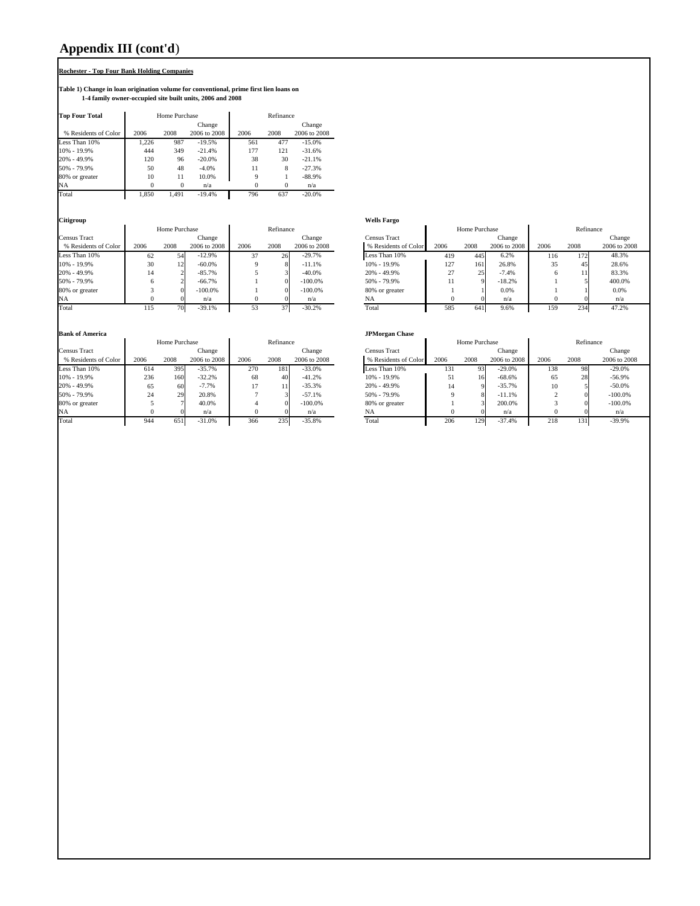# Appendix III (cont'd)

**Rochester - Top Four Bank Holding Companies**

**Table 1) Change in loan origination volume for conventional, prime first lien loans on 1-4 family owner-occupied site built units, 2006 and 2008**

**Top Four Total**

| | Home Purchase | | | Refinance | | |
|---|---|---|---|---|---|---|
| % Residents of Color | 2006 | 2008 | Change 2006 to 2008 | 2006 | 2008 | Change 2006 to 2008 |
| Less Than 10% | 1,226 | 987 | -19.5% | 561 | 477 | -15.0% |
| 10% - 19.9% | 444 | 349 | -21.4% | 177 | 121 | -31.6% |
| 20% - 49.9% | 120 | 96 | -20.0% | 38 | 30 | -21.1% |
| 50% - 79.9% | 50 | 48 | -4.0% | 11 | 8 | -27.3% |
| 80% or greater | 10 | 11 | 10.0% | 9 | 1 | -88.9% |
| NA | 0 | 0 | n/a | 0 | 0 | n/a |
| Total | 1,850 | 1,491 | -19.4% | 796 | 637 | -20.0% |

**Citigroup**

| Census Tract | Home Purchase | | | Refinance | | |
|---|---|---|---|---|---|---|
| % Residents of Color | 2006 | 2008 | Change 2006 to 2008 | 2006 | 2008 | Change 2006 to 2008 |
| Less Than 10% | 62 | 54 | -12.9% | 37 | 26 | -29.7% |
| 10% - 19.9% | 30 | 12 | -60.0% | 9 | 8 | -11.1% |
| 20% - 49.9% | 14 | 2 | -85.7% | 5 | 3 | -40.0% |
| 50% - 79.9% | 6 | 2 | -66.7% | 1 | 0 | -100.0% |
| 80% or greater | 3 | 0 | -100.0% | 1 | 0 | -100.0% |
| NA | 0 | 0 | n/a | 0 | 0 | n/a |
| Total | 115 | 70 | -39.1% | 53 | 37 | -30.2% |

**Wells Fargo**

| Census Tract | Home Purchase | | | Refinance | | |
|---|---|---|---|---|---|---|
| % Residents of Color | 2006 | 2008 | Change 2006 to 2008 | 2006 | 2008 | Change 2006 to 2008 |
| Less Than 10% | 419 | 445 | 6.2% | 116 | 172 | 48.3% |
| 10% - 19.9% | 127 | 161 | 26.8% | 35 | 45 | 28.6% |
| 20% - 49.9% | 27 | 25 | -7.4% | 6 | 11 | 83.3% |
| 50% - 79.9% | 11 | 9 | -18.2% | 1 | 5 | 400.0% |
| 80% or greater | 1 | 1 | 0.0% | 1 | 1 | 0.0% |
| NA | 0 | 0 | n/a | 0 | 0 | n/a |
| Total | 585 | 641 | 9.6% | 159 | 234 | 47.2% |

**Bank of America**

| Census Tract | Home Purchase | | | Refinance | | |
|---|---|---|---|---|---|---|
| % Residents of Color | 2006 | 2008 | Change 2006 to 2008 | 2006 | 2008 | Change 2006 to 2008 |
| Less Than 10% | 614 | 395 | -35.7% | 270 | 181 | -33.0% |
| 10% - 19.9% | 236 | 160 | -32.2% | 68 | 40 | -41.2% |
| 20% - 49.9% | 65 | 60 | -7.7% | 17 | 11 | -35.3% |
| 50% - 79.9% | 24 | 29 | 20.8% | 7 | 3 | -57.1% |
| 80% or greater | 5 | 7 | 40.0% | 4 | 0 | -100.0% |
| NA | 0 | 0 | n/a | 0 | 0 | n/a |
| Total | 944 | 651 | -31.0% | 366 | 235 | -35.8% |

**JPMorgan Chase**

| Census Tract | Home Purchase | | | Refinance | | |
|---|---|---|---|---|---|---|
| % Residents of Color | 2006 | 2008 | Change 2006 to 2008 | 2006 | 2008 | Change 2006 to 2008 |
| Less Than 10% | 131 | 93 | -29.0% | 138 | 98 | -29.0% |
| 10% - 19.9% | 51 | 16 | -68.6% | 65 | 28 | -56.9% |
| 20% - 49.9% | 14 | 9 | -35.7% | 10 | 5 | -50.0% |
| 50% - 79.9% | 9 | 8 | -11.1% | 2 | 0 | -100.0% |
| 80% or greater | 1 | 3 | 200.0% | 3 | 0 | -100.0% |
| NA | 0 | 0 | n/a | 0 | 0 | n/a |
| Total | 206 | 129 | -37.4% | 218 | 131 | -39.9% |